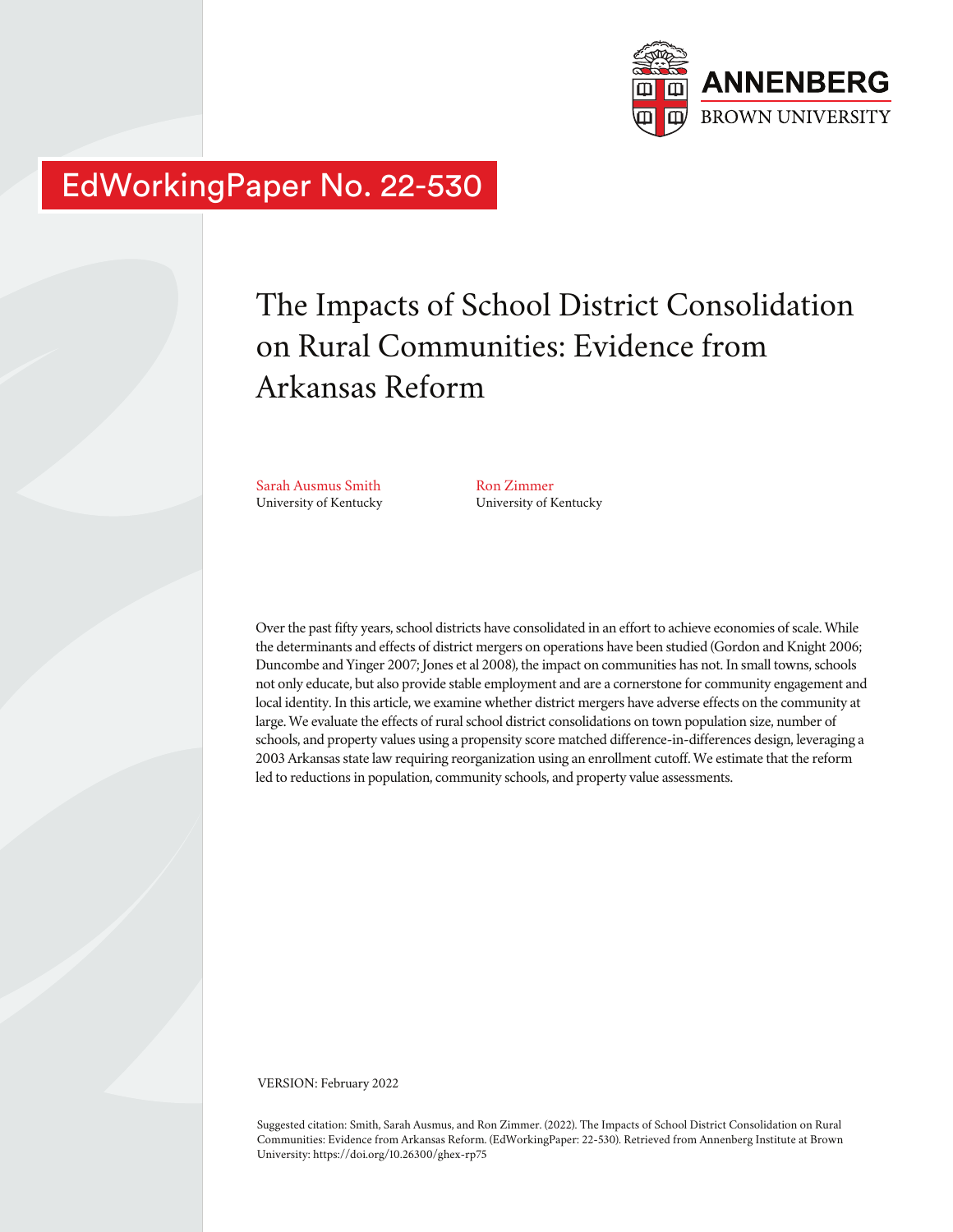ANNENBERG
BROWN UNIVERSITY

EdWorkingPaper No. 22-530

# The Impacts of School District Consolidation on Rural Communities: Evidence from Arkansas Reform

Sarah Ausmus Smith
University of Kentucky

Ron Zimmer
University of Kentucky

Over the past fifty years, school districts have consolidated in an effort to achieve economies of scale. While the determinants and effects of district mergers on operations have been studied (Gordon and Knight 2006; Duncombe and Yinger 2007; Jones et al 2008), the impact on communities has not. In small towns, schools not only educate, but also provide stable employment and are a cornerstone for community engagement and local identity. In this article, we examine whether district mergers have adverse effects on the community at large. We evaluate the effects of rural school district consolidations on town population size, number of schools, and property values using a propensity score matched difference-in-differences design, leveraging a 2003 Arkansas state law requiring reorganization using an enrollment cutoff. We estimate that the reform led to reductions in population, community schools, and property value assessments.

VERSION: February 2022

Suggested citation: Smith, Sarah Ausmus, and Ron Zimmer. (2022). The Impacts of School District Consolidation on Rural Communities: Evidence from Arkansas Reform. (EdWorkingPaper: 22-530). Retrieved from Annenberg Institute at Brown University: https://doi.org/10.26300/ghex-rp75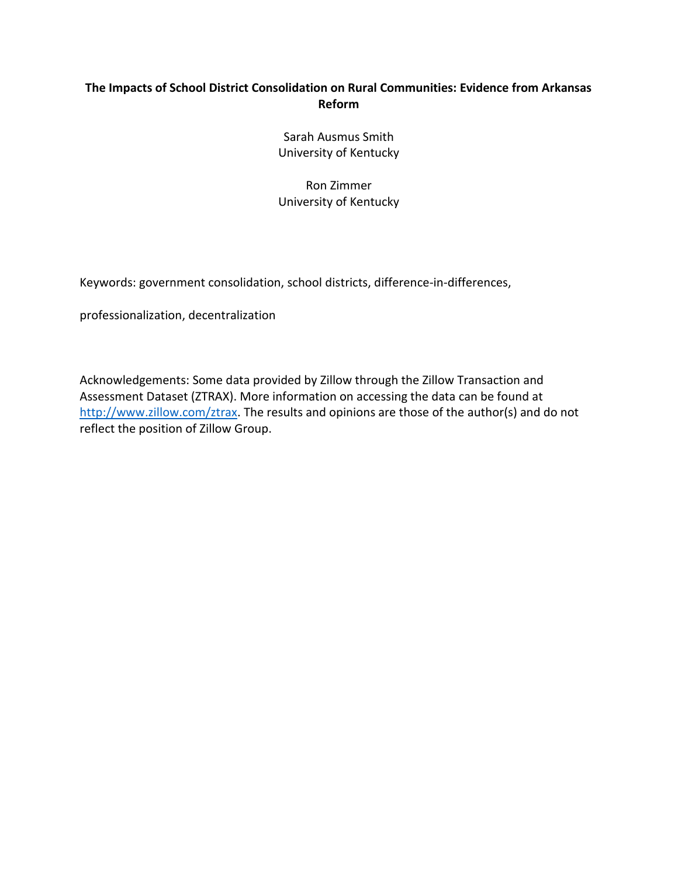**The Impacts of School District Consolidation on Rural Communities: Evidence from Arkansas Reform**

Sarah Ausmus Smith
University of Kentucky

Ron Zimmer
University of Kentucky

Keywords: government consolidation, school districts, difference-in-differences,

professionalization, decentralization

Acknowledgements: Some data provided by Zillow through the Zillow Transaction and Assessment Dataset (ZTRAX). More information on accessing the data can be found at http://www.zillow.com/ztrax. The results and opinions are those of the author(s) and do not reflect the position of Zillow Group.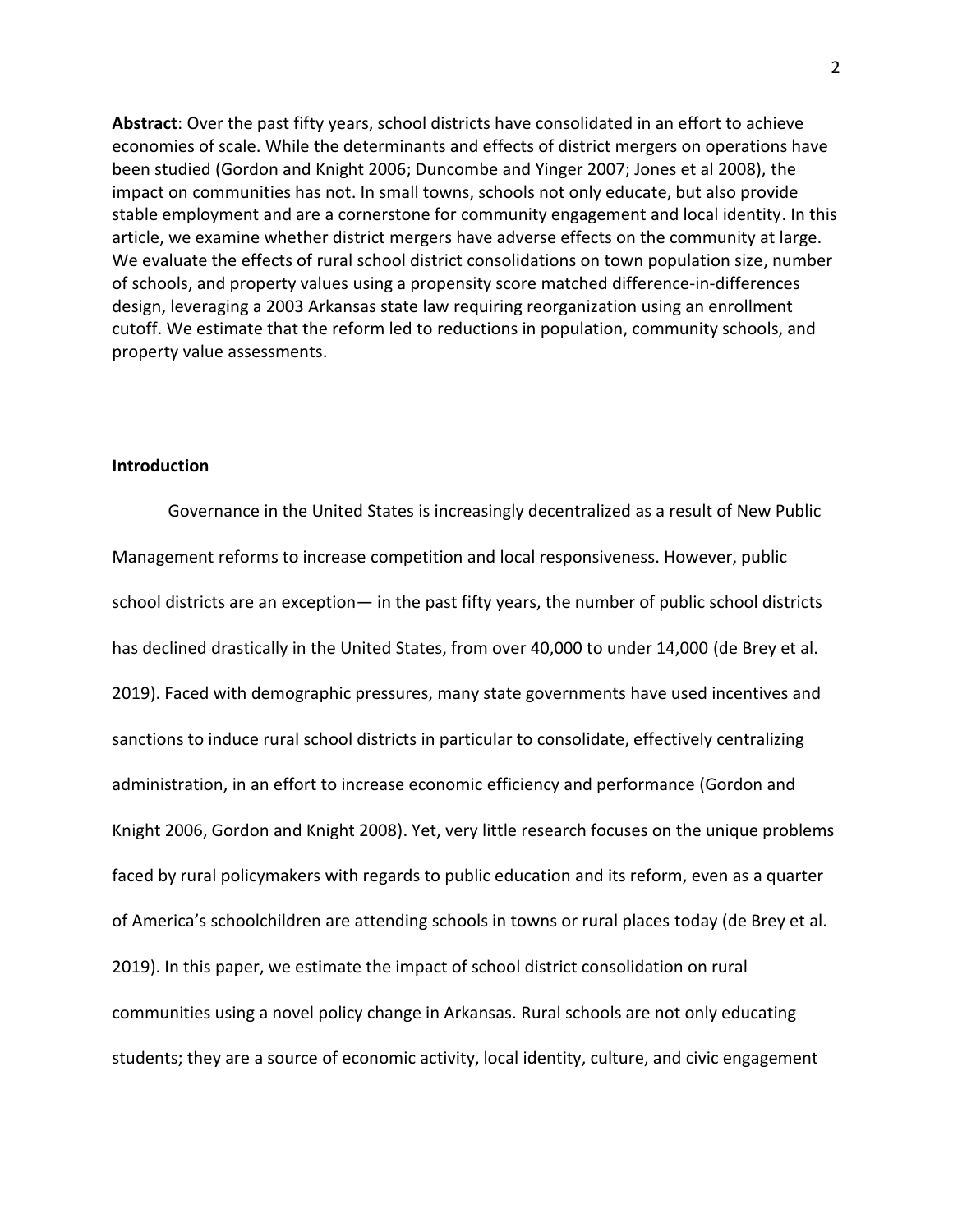**Abstract**: Over the past fifty years, school districts have consolidated in an effort to achieve economies of scale. While the determinants and effects of district mergers on operations have been studied (Gordon and Knight 2006; Duncombe and Yinger 2007; Jones et al 2008), the impact on communities has not. In small towns, schools not only educate, but also provide stable employment and are a cornerstone for community engagement and local identity. In this article, we examine whether district mergers have adverse effects on the community at large. We evaluate the effects of rural school district consolidations on town population size, number of schools, and property values using a propensity score matched difference-in-differences design, leveraging a 2003 Arkansas state law requiring reorganization using an enrollment cutoff. We estimate that the reform led to reductions in population, community schools, and property value assessments.

## Introduction

Governance in the United States is increasingly decentralized as a result of New Public Management reforms to increase competition and local responsiveness. However, public school districts are an exception— in the past fifty years, the number of public school districts has declined drastically in the United States, from over 40,000 to under 14,000 (de Brey et al. 2019). Faced with demographic pressures, many state governments have used incentives and sanctions to induce rural school districts in particular to consolidate, effectively centralizing administration, in an effort to increase economic efficiency and performance (Gordon and Knight 2006, Gordon and Knight 2008). Yet, very little research focuses on the unique problems faced by rural policymakers with regards to public education and its reform, even as a quarter of America's schoolchildren are attending schools in towns or rural places today (de Brey et al. 2019). In this paper, we estimate the impact of school district consolidation on rural communities using a novel policy change in Arkansas. Rural schools are not only educating students; they are a source of economic activity, local identity, culture, and civic engagement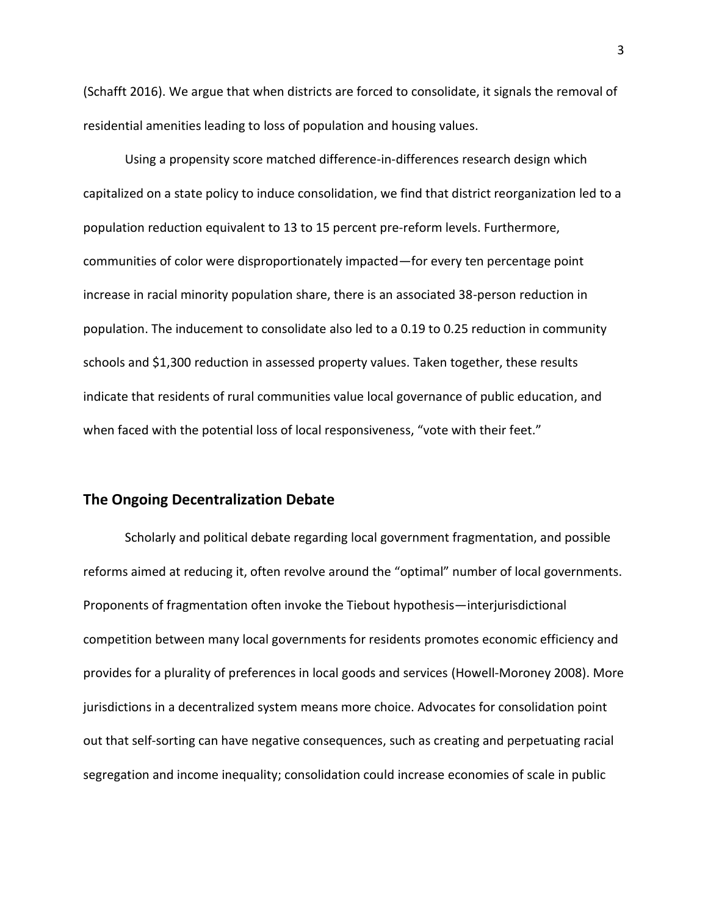(Schafft 2016). We argue that when districts are forced to consolidate, it signals the removal of residential amenities leading to loss of population and housing values.

Using a propensity score matched difference-in-differences research design which capitalized on a state policy to induce consolidation, we find that district reorganization led to a population reduction equivalent to 13 to 15 percent pre-reform levels. Furthermore, communities of color were disproportionately impacted—for every ten percentage point increase in racial minority population share, there is an associated 38-person reduction in population. The inducement to consolidate also led to a 0.19 to 0.25 reduction in community schools and $1,300 reduction in assessed property values. Taken together, these results indicate that residents of rural communities value local governance of public education, and when faced with the potential loss of local responsiveness, "vote with their feet."

## The Ongoing Decentralization Debate

Scholarly and political debate regarding local government fragmentation, and possible reforms aimed at reducing it, often revolve around the "optimal" number of local governments. Proponents of fragmentation often invoke the Tiebout hypothesis—interjurisdictional competition between many local governments for residents promotes economic efficiency and provides for a plurality of preferences in local goods and services (Howell-Moroney 2008). More jurisdictions in a decentralized system means more choice. Advocates for consolidation point out that self-sorting can have negative consequences, such as creating and perpetuating racial segregation and income inequality; consolidation could increase economies of scale in public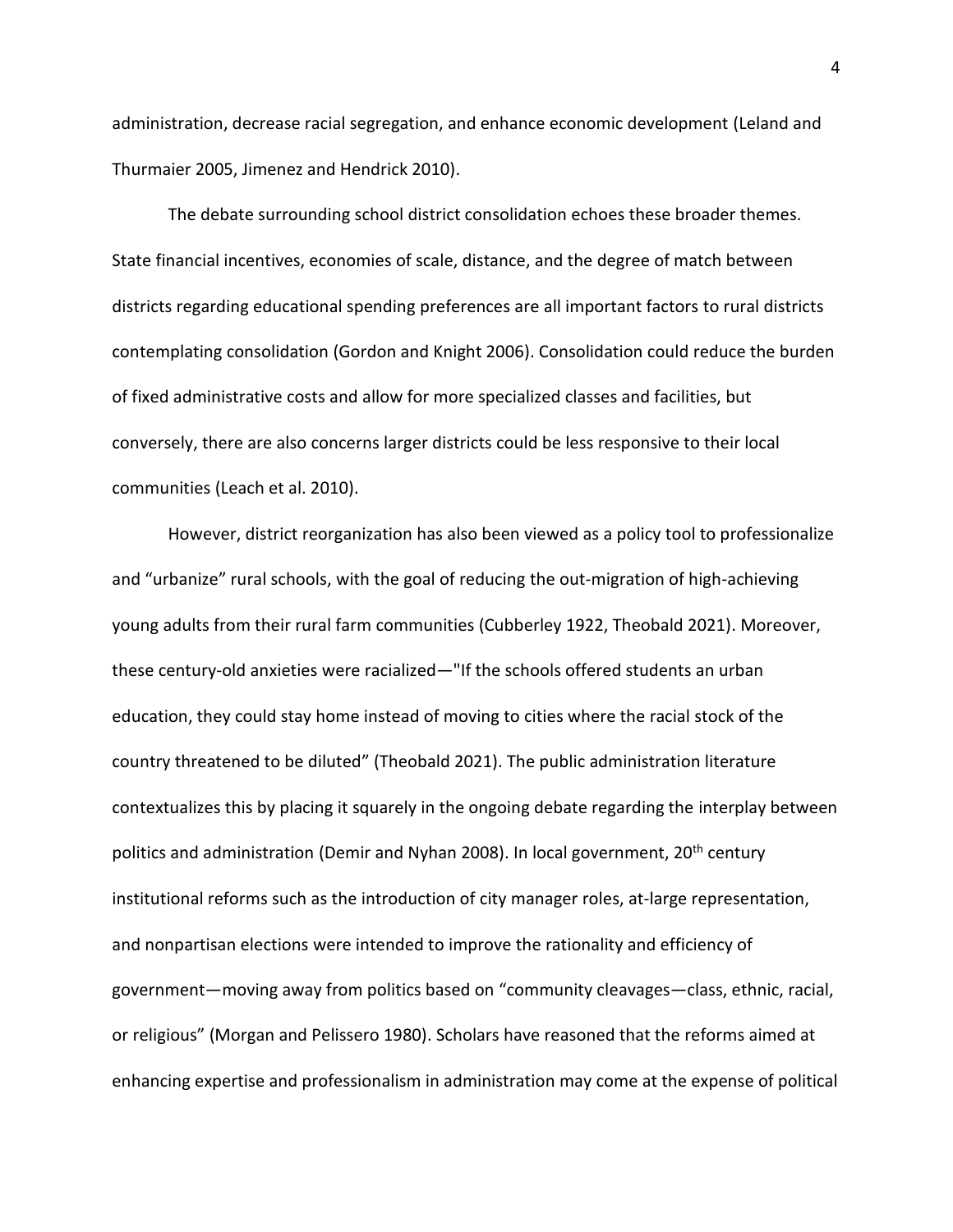administration, decrease racial segregation, and enhance economic development (Leland and Thurmaier 2005, Jimenez and Hendrick 2010).

The debate surrounding school district consolidation echoes these broader themes. State financial incentives, economies of scale, distance, and the degree of match between districts regarding educational spending preferences are all important factors to rural districts contemplating consolidation (Gordon and Knight 2006). Consolidation could reduce the burden of fixed administrative costs and allow for more specialized classes and facilities, but conversely, there are also concerns larger districts could be less responsive to their local communities (Leach et al. 2010).

However, district reorganization has also been viewed as a policy tool to professionalize and "urbanize" rural schools, with the goal of reducing the out-migration of high-achieving young adults from their rural farm communities (Cubberley 1922, Theobald 2021). Moreover, these century-old anxieties were racialized—"If the schools offered students an urban education, they could stay home instead of moving to cities where the racial stock of the country threatened to be diluted" (Theobald 2021). The public administration literature contextualizes this by placing it squarely in the ongoing debate regarding the interplay between politics and administration (Demir and Nyhan 2008). In local government, 20th century institutional reforms such as the introduction of city manager roles, at-large representation, and nonpartisan elections were intended to improve the rationality and efficiency of government—moving away from politics based on "community cleavages—class, ethnic, racial, or religious" (Morgan and Pelissero 1980). Scholars have reasoned that the reforms aimed at enhancing expertise and professionalism in administration may come at the expense of political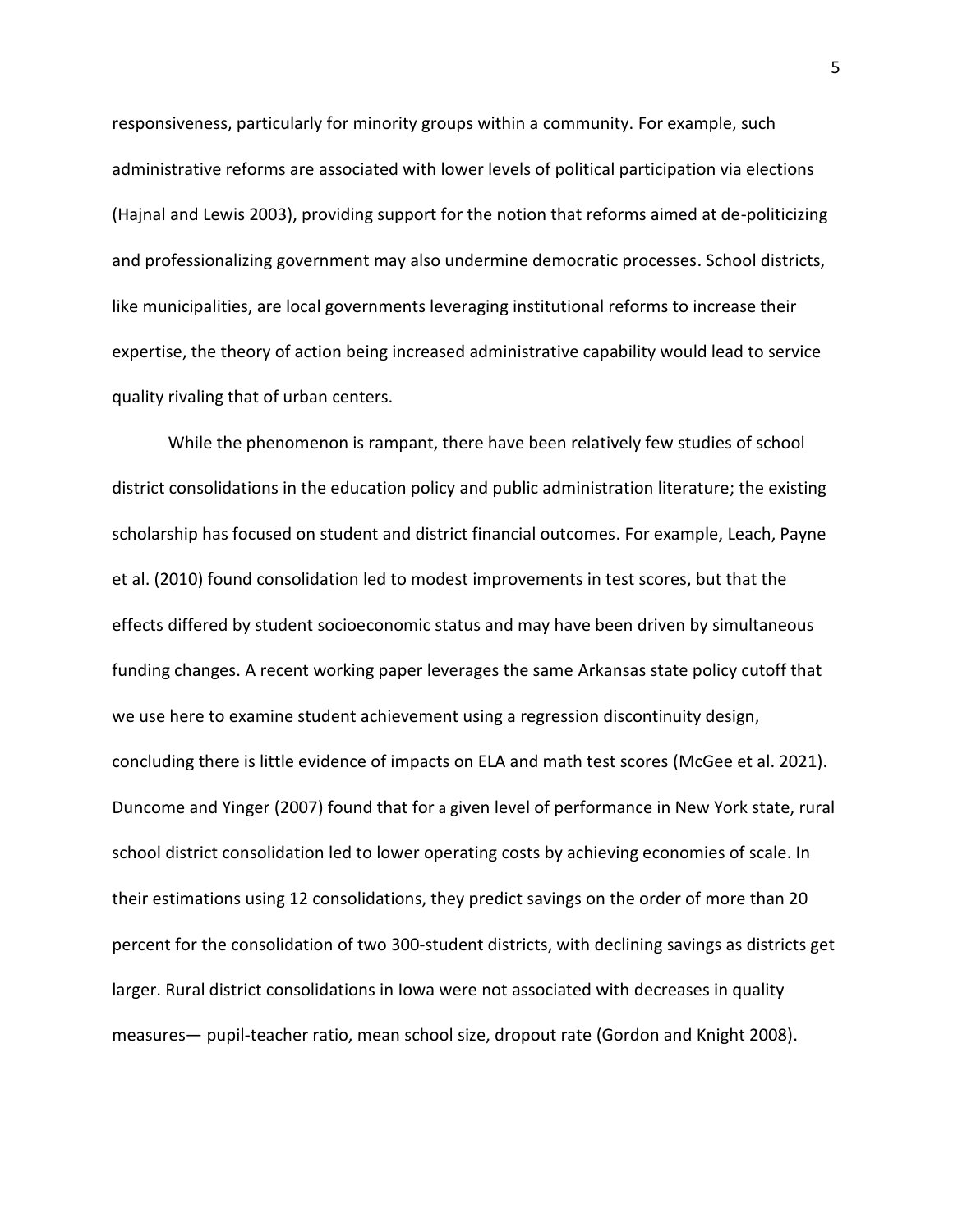responsiveness, particularly for minority groups within a community. For example, such administrative reforms are associated with lower levels of political participation via elections (Hajnal and Lewis 2003), providing support for the notion that reforms aimed at de-politicizing and professionalizing government may also undermine democratic processes. School districts, like municipalities, are local governments leveraging institutional reforms to increase their expertise, the theory of action being increased administrative capability would lead to service quality rivaling that of urban centers.

While the phenomenon is rampant, there have been relatively few studies of school district consolidations in the education policy and public administration literature; the existing scholarship has focused on student and district financial outcomes. For example, Leach, Payne et al. (2010) found consolidation led to modest improvements in test scores, but that the effects differed by student socioeconomic status and may have been driven by simultaneous funding changes. A recent working paper leverages the same Arkansas state policy cutoff that we use here to examine student achievement using a regression discontinuity design, concluding there is little evidence of impacts on ELA and math test scores (McGee et al. 2021). Duncome and Yinger (2007) found that for a given level of performance in New York state, rural school district consolidation led to lower operating costs by achieving economies of scale. In their estimations using 12 consolidations, they predict savings on the order of more than 20 percent for the consolidation of two 300-student districts, with declining savings as districts get larger. Rural district consolidations in Iowa were not associated with decreases in quality measures— pupil-teacher ratio, mean school size, dropout rate (Gordon and Knight 2008).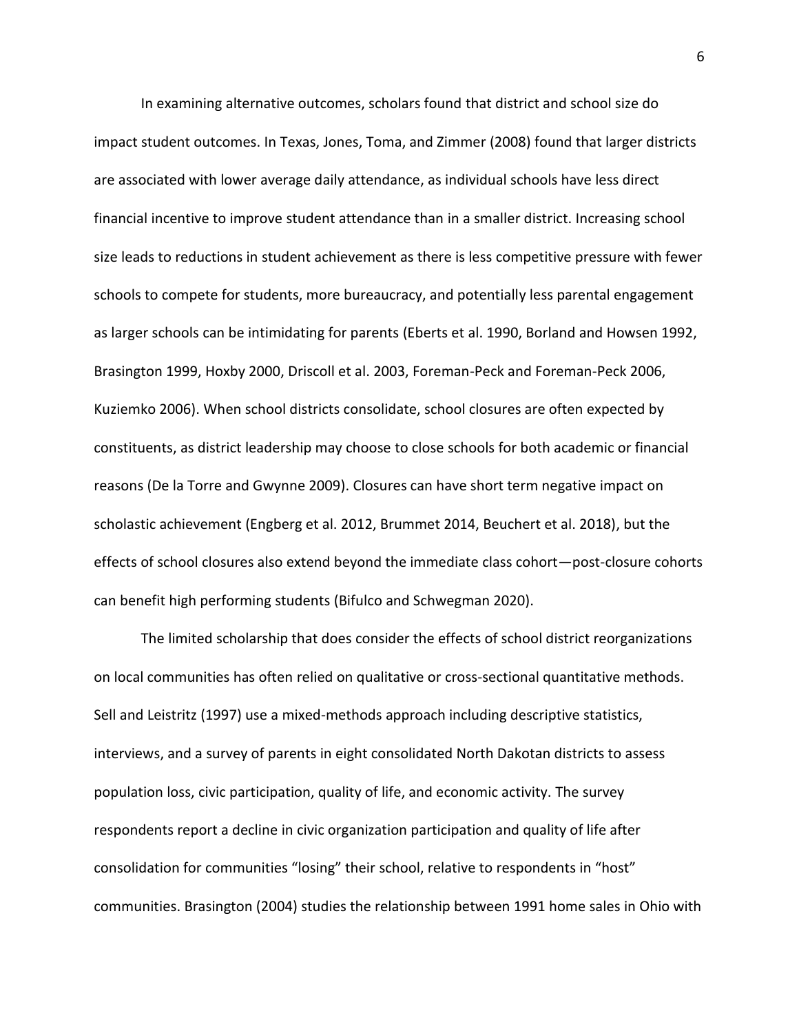In examining alternative outcomes, scholars found that district and school size do impact student outcomes. In Texas, Jones, Toma, and Zimmer (2008) found that larger districts are associated with lower average daily attendance, as individual schools have less direct financial incentive to improve student attendance than in a smaller district. Increasing school size leads to reductions in student achievement as there is less competitive pressure with fewer schools to compete for students, more bureaucracy, and potentially less parental engagement as larger schools can be intimidating for parents (Eberts et al. 1990, Borland and Howsen 1992, Brasington 1999, Hoxby 2000, Driscoll et al. 2003, Foreman-Peck and Foreman-Peck 2006, Kuziemko 2006). When school districts consolidate, school closures are often expected by constituents, as district leadership may choose to close schools for both academic or financial reasons (De la Torre and Gwynne 2009). Closures can have short term negative impact on scholastic achievement (Engberg et al. 2012, Brummet 2014, Beuchert et al. 2018), but the effects of school closures also extend beyond the immediate class cohort—post-closure cohorts can benefit high performing students (Bifulco and Schwegman 2020).

The limited scholarship that does consider the effects of school district reorganizations on local communities has often relied on qualitative or cross-sectional quantitative methods. Sell and Leistritz (1997) use a mixed-methods approach including descriptive statistics, interviews, and a survey of parents in eight consolidated North Dakotan districts to assess population loss, civic participation, quality of life, and economic activity. The survey respondents report a decline in civic organization participation and quality of life after consolidation for communities "losing" their school, relative to respondents in "host" communities. Brasington (2004) studies the relationship between 1991 home sales in Ohio with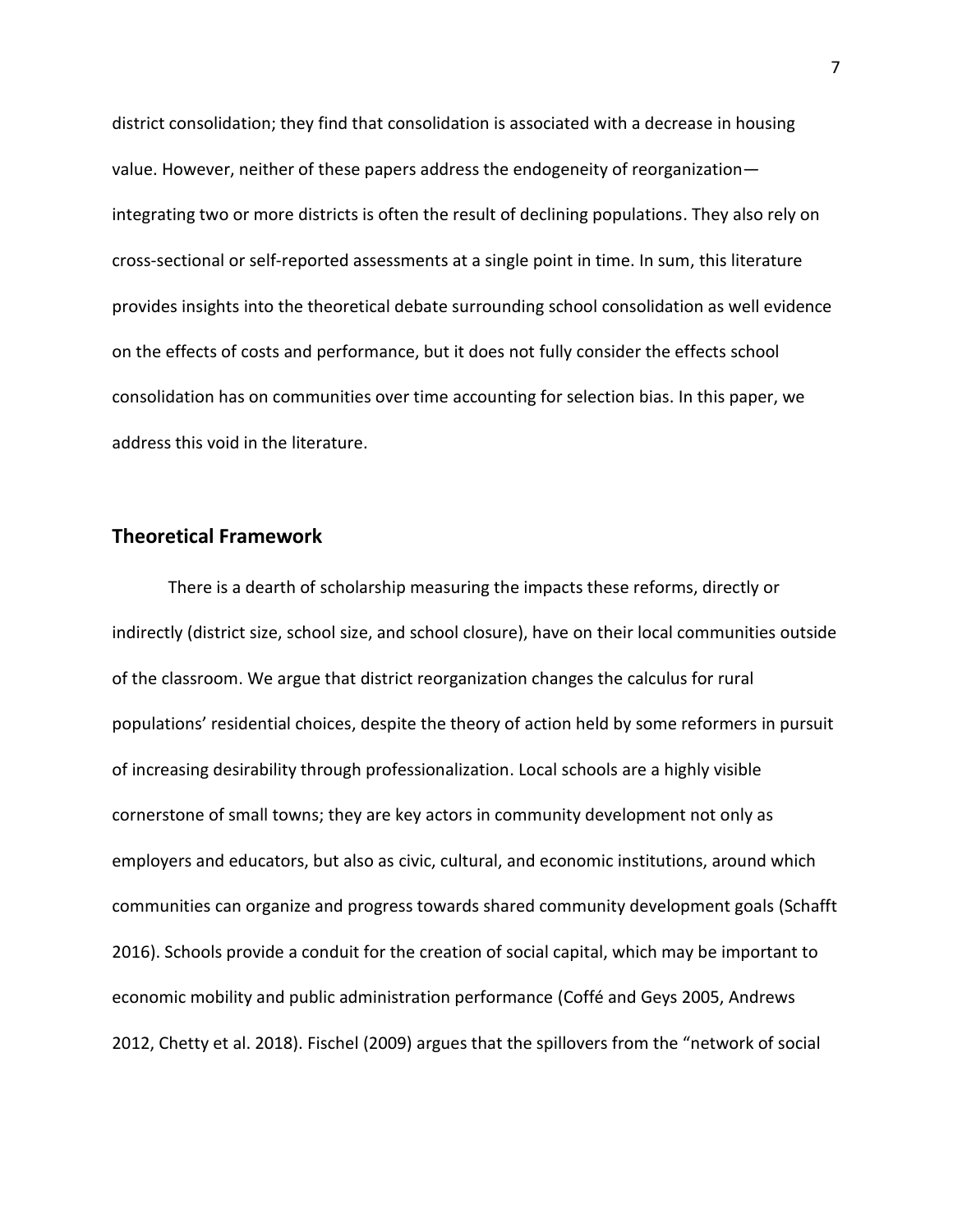district consolidation; they find that consolidation is associated with a decrease in housing value. However, neither of these papers address the endogeneity of reorganization—integrating two or more districts is often the result of declining populations. They also rely on cross-sectional or self-reported assessments at a single point in time. In sum, this literature provides insights into the theoretical debate surrounding school consolidation as well evidence on the effects of costs and performance, but it does not fully consider the effects school consolidation has on communities over time accounting for selection bias. In this paper, we address this void in the literature.

## Theoretical Framework

There is a dearth of scholarship measuring the impacts these reforms, directly or indirectly (district size, school size, and school closure), have on their local communities outside of the classroom. We argue that district reorganization changes the calculus for rural populations' residential choices, despite the theory of action held by some reformers in pursuit of increasing desirability through professionalization. Local schools are a highly visible cornerstone of small towns; they are key actors in community development not only as employers and educators, but also as civic, cultural, and economic institutions, around which communities can organize and progress towards shared community development goals (Schafft 2016). Schools provide a conduit for the creation of social capital, which may be important to economic mobility and public administration performance (Coffé and Geys 2005, Andrews 2012, Chetty et al. 2018). Fischel (2009) argues that the spillovers from the "network of social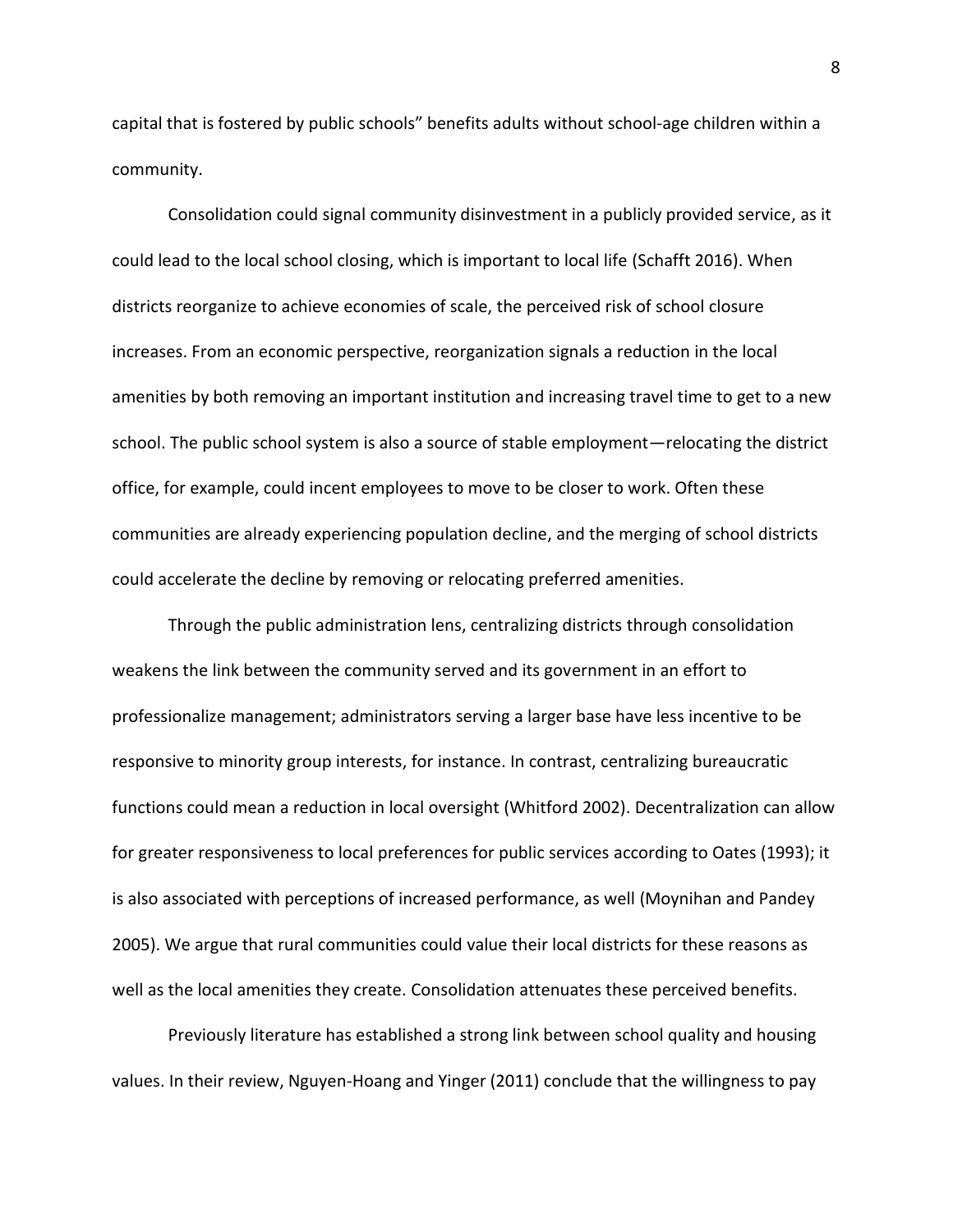capital that is fostered by public schools" benefits adults without school-age children within a community.

Consolidation could signal community disinvestment in a publicly provided service, as it could lead to the local school closing, which is important to local life (Schafft 2016). When districts reorganize to achieve economies of scale, the perceived risk of school closure increases. From an economic perspective, reorganization signals a reduction in the local amenities by both removing an important institution and increasing travel time to get to a new school. The public school system is also a source of stable employment—relocating the district office, for example, could incent employees to move to be closer to work. Often these communities are already experiencing population decline, and the merging of school districts could accelerate the decline by removing or relocating preferred amenities.

Through the public administration lens, centralizing districts through consolidation weakens the link between the community served and its government in an effort to professionalize management; administrators serving a larger base have less incentive to be responsive to minority group interests, for instance. In contrast, centralizing bureaucratic functions could mean a reduction in local oversight (Whitford 2002). Decentralization can allow for greater responsiveness to local preferences for public services according to Oates (1993); it is also associated with perceptions of increased performance, as well (Moynihan and Pandey 2005). We argue that rural communities could value their local districts for these reasons as well as the local amenities they create. Consolidation attenuates these perceived benefits.

Previously literature has established a strong link between school quality and housing values. In their review, Nguyen-Hoang and Yinger (2011) conclude that the willingness to pay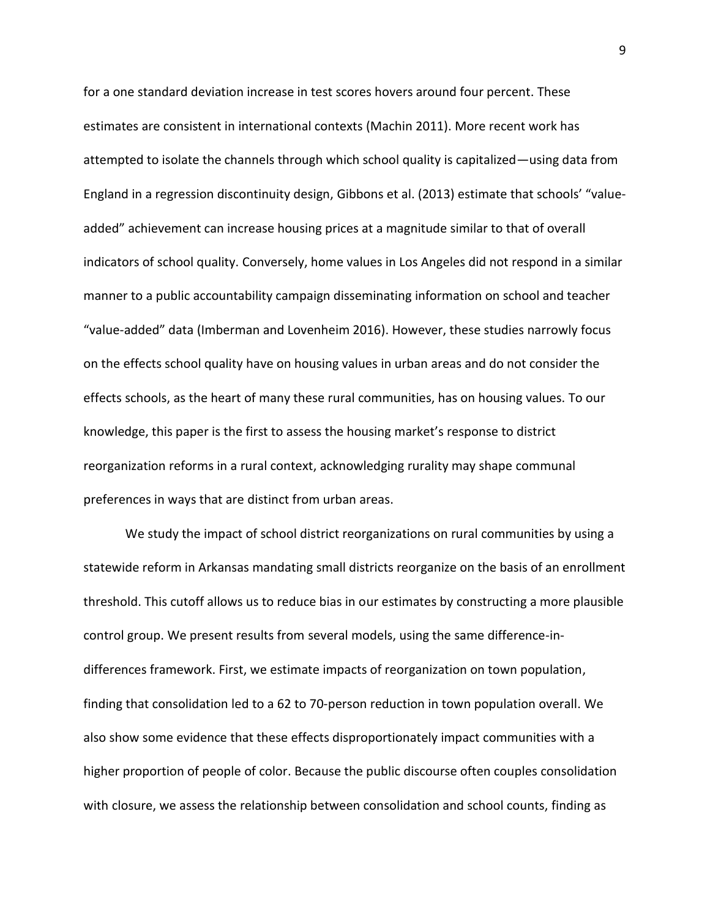for a one standard deviation increase in test scores hovers around four percent. These estimates are consistent in international contexts (Machin 2011). More recent work has attempted to isolate the channels through which school quality is capitalized—using data from England in a regression discontinuity design, Gibbons et al. (2013) estimate that schools' "value-added" achievement can increase housing prices at a magnitude similar to that of overall indicators of school quality. Conversely, home values in Los Angeles did not respond in a similar manner to a public accountability campaign disseminating information on school and teacher "value-added" data (Imberman and Lovenheim 2016). However, these studies narrowly focus on the effects school quality have on housing values in urban areas and do not consider the effects schools, as the heart of many these rural communities, has on housing values. To our knowledge, this paper is the first to assess the housing market's response to district reorganization reforms in a rural context, acknowledging rurality may shape communal preferences in ways that are distinct from urban areas.

We study the impact of school district reorganizations on rural communities by using a statewide reform in Arkansas mandating small districts reorganize on the basis of an enrollment threshold. This cutoff allows us to reduce bias in our estimates by constructing a more plausible control group. We present results from several models, using the same difference-in-differences framework. First, we estimate impacts of reorganization on town population, finding that consolidation led to a 62 to 70-person reduction in town population overall. We also show some evidence that these effects disproportionately impact communities with a higher proportion of people of color. Because the public discourse often couples consolidation with closure, we assess the relationship between consolidation and school counts, finding as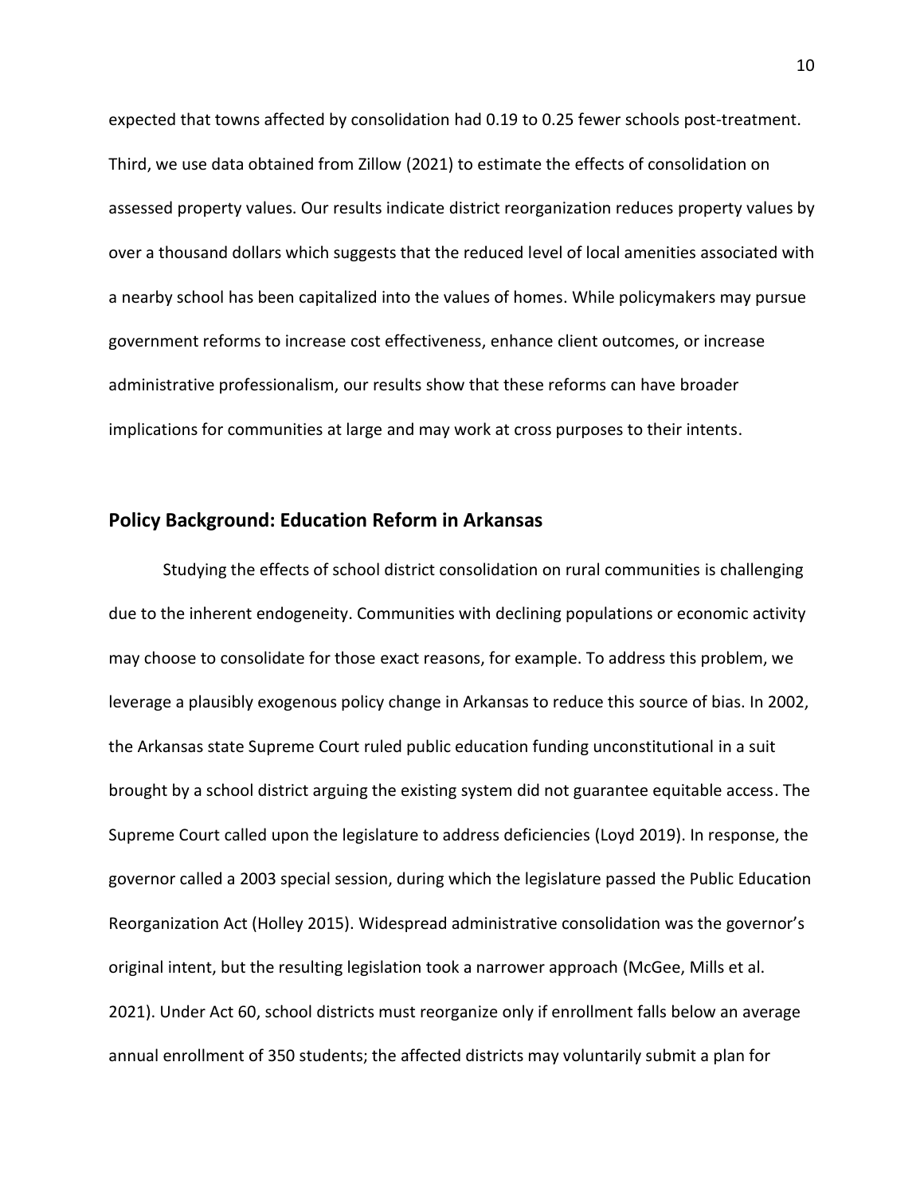expected that towns affected by consolidation had 0.19 to 0.25 fewer schools post-treatment. Third, we use data obtained from Zillow (2021) to estimate the effects of consolidation on assessed property values. Our results indicate district reorganization reduces property values by over a thousand dollars which suggests that the reduced level of local amenities associated with a nearby school has been capitalized into the values of homes. While policymakers may pursue government reforms to increase cost effectiveness, enhance client outcomes, or increase administrative professionalism, our results show that these reforms can have broader implications for communities at large and may work at cross purposes to their intents.

## Policy Background: Education Reform in Arkansas

Studying the effects of school district consolidation on rural communities is challenging due to the inherent endogeneity. Communities with declining populations or economic activity may choose to consolidate for those exact reasons, for example. To address this problem, we leverage a plausibly exogenous policy change in Arkansas to reduce this source of bias. In 2002, the Arkansas state Supreme Court ruled public education funding unconstitutional in a suit brought by a school district arguing the existing system did not guarantee equitable access. The Supreme Court called upon the legislature to address deficiencies (Loyd 2019). In response, the governor called a 2003 special session, during which the legislature passed the Public Education Reorganization Act (Holley 2015). Widespread administrative consolidation was the governor's original intent, but the resulting legislation took a narrower approach (McGee, Mills et al. 2021). Under Act 60, school districts must reorganize only if enrollment falls below an average annual enrollment of 350 students; the affected districts may voluntarily submit a plan for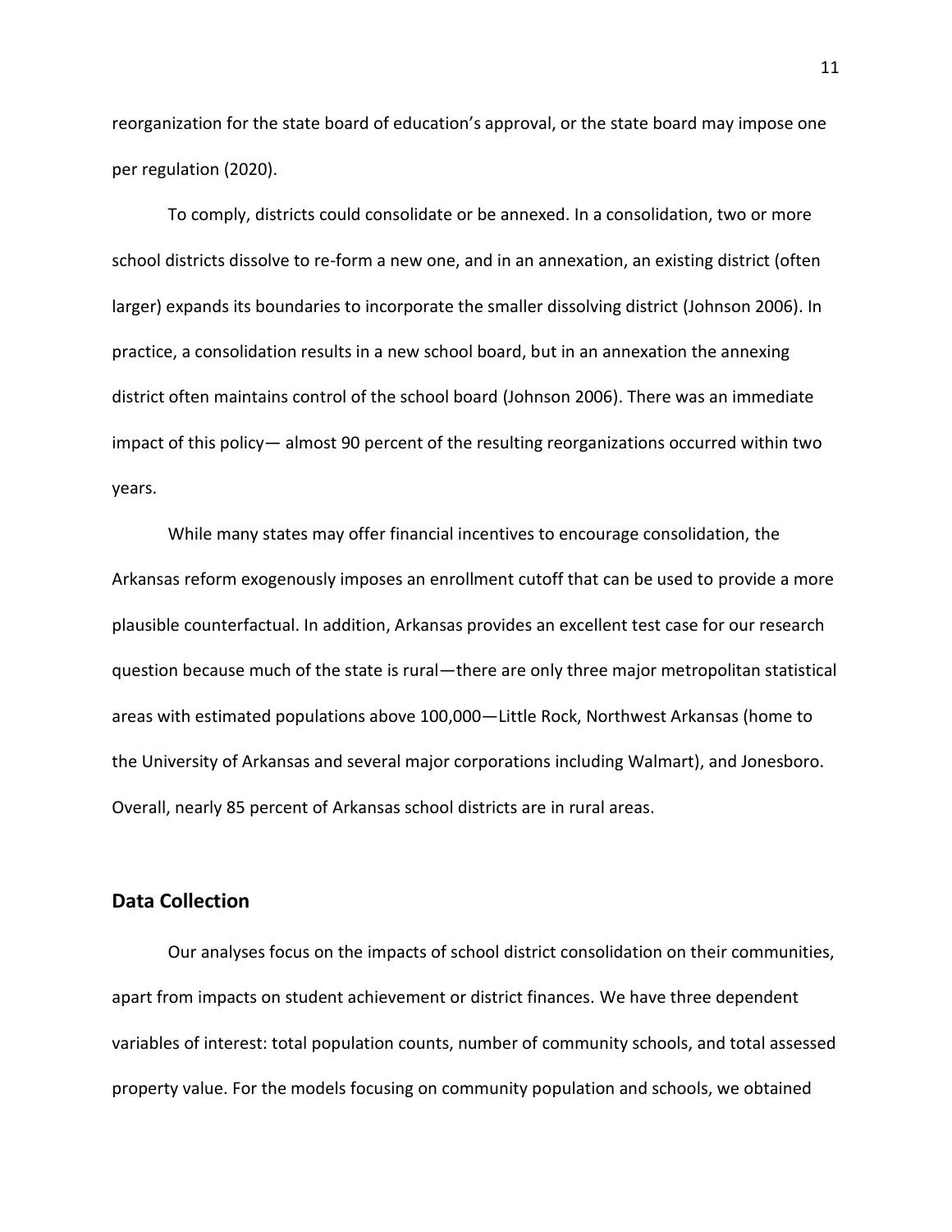reorganization for the state board of education's approval, or the state board may impose one per regulation (2020).

To comply, districts could consolidate or be annexed. In a consolidation, two or more school districts dissolve to re-form a new one, and in an annexation, an existing district (often larger) expands its boundaries to incorporate the smaller dissolving district (Johnson 2006). In practice, a consolidation results in a new school board, but in an annexation the annexing district often maintains control of the school board (Johnson 2006). There was an immediate impact of this policy— almost 90 percent of the resulting reorganizations occurred within two years.

While many states may offer financial incentives to encourage consolidation, the Arkansas reform exogenously imposes an enrollment cutoff that can be used to provide a more plausible counterfactual. In addition, Arkansas provides an excellent test case for our research question because much of the state is rural—there are only three major metropolitan statistical areas with estimated populations above 100,000—Little Rock, Northwest Arkansas (home to the University of Arkansas and several major corporations including Walmart), and Jonesboro. Overall, nearly 85 percent of Arkansas school districts are in rural areas.

## Data Collection

Our analyses focus on the impacts of school district consolidation on their communities, apart from impacts on student achievement or district finances. We have three dependent variables of interest: total population counts, number of community schools, and total assessed property value. For the models focusing on community population and schools, we obtained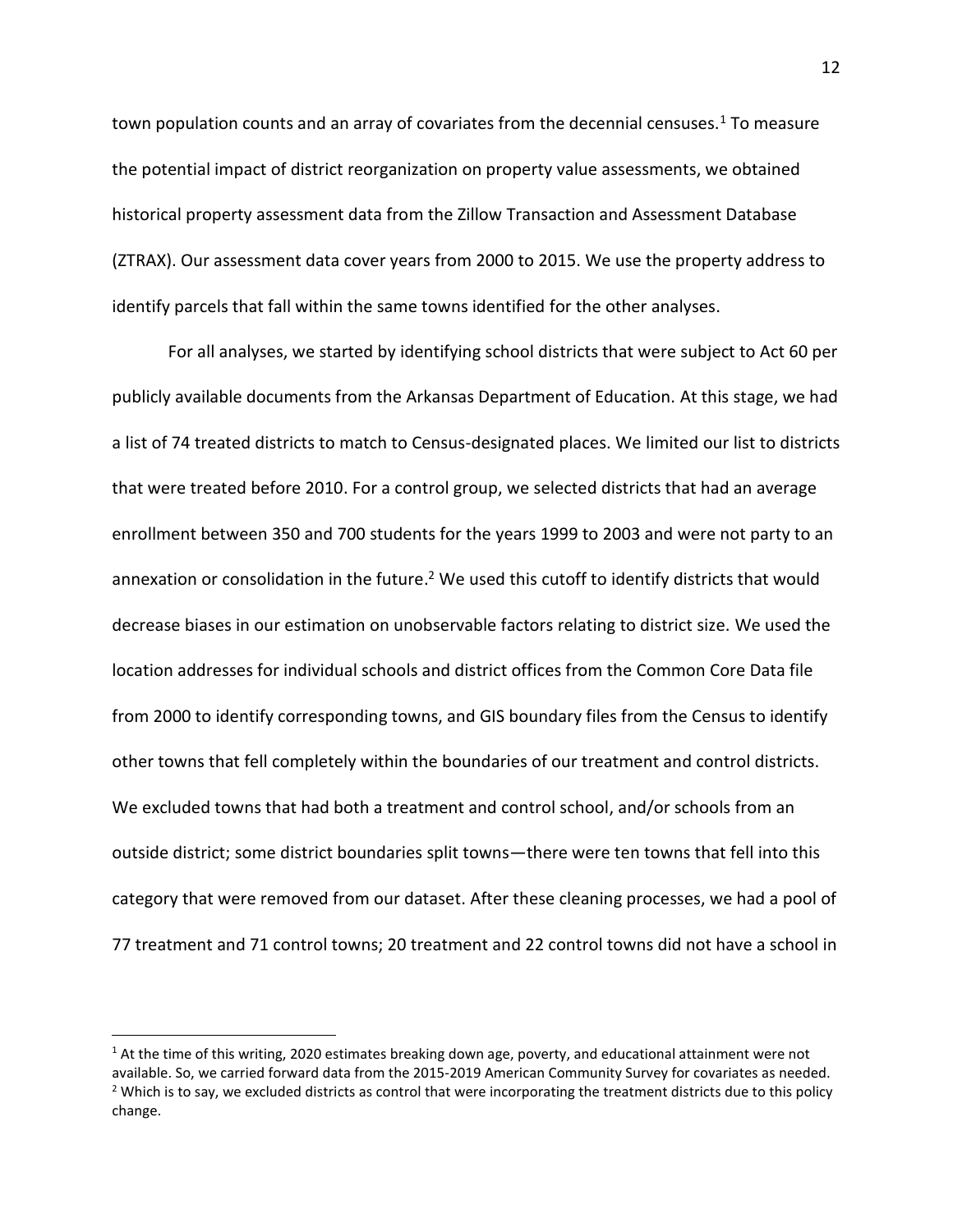town population counts and an array of covariates from the decennial censuses.[1] To measure the potential impact of district reorganization on property value assessments, we obtained historical property assessment data from the Zillow Transaction and Assessment Database (ZTRAX). Our assessment data cover years from 2000 to 2015. We use the property address to identify parcels that fall within the same towns identified for the other analyses.

For all analyses, we started by identifying school districts that were subject to Act 60 per publicly available documents from the Arkansas Department of Education. At this stage, we had a list of 74 treated districts to match to Census-designated places. We limited our list to districts that were treated before 2010. For a control group, we selected districts that had an average enrollment between 350 and 700 students for the years 1999 to 2003 and were not party to an annexation or consolidation in the future.[2] We used this cutoff to identify districts that would decrease biases in our estimation on unobservable factors relating to district size. We used the location addresses for individual schools and district offices from the Common Core Data file from 2000 to identify corresponding towns, and GIS boundary files from the Census to identify other towns that fell completely within the boundaries of our treatment and control districts. We excluded towns that had both a treatment and control school, and/or schools from an outside district; some district boundaries split towns—there were ten towns that fell into this category that were removed from our dataset. After these cleaning processes, we had a pool of 77 treatment and 71 control towns; 20 treatment and 22 control towns did not have a school in

---

[1] At the time of this writing, 2020 estimates breaking down age, poverty, and educational attainment were not available. So, we carried forward data from the 2015-2019 American Community Survey for covariates as needed.

[2] Which is to say, we excluded districts as control that were incorporating the treatment districts due to this policy change.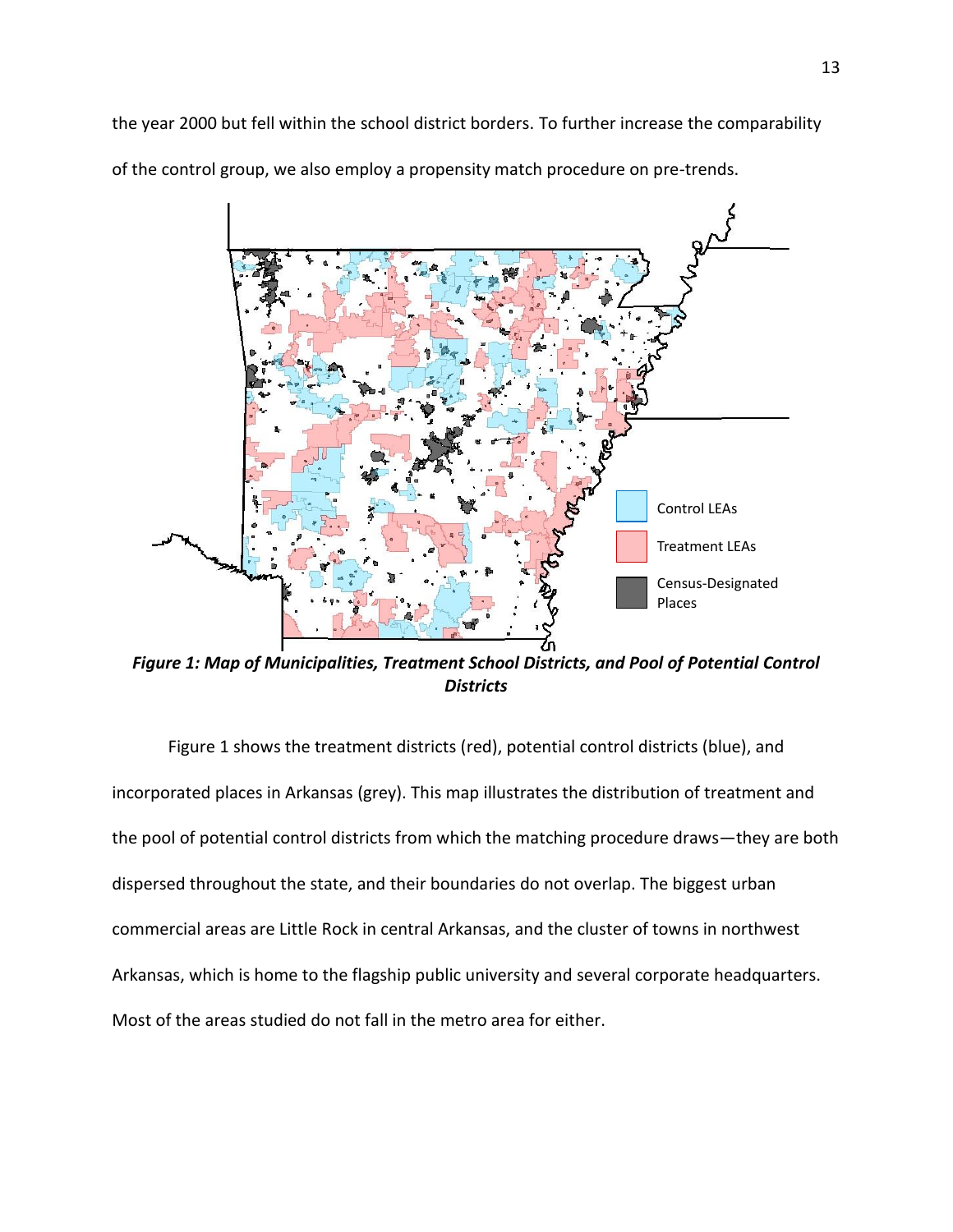the year 2000 but fell within the school district borders. To further increase the comparability of the control group, we also employ a propensity match procedure on pre-trends.

***Figure 1: Map of Municipalities, Treatment School Districts, and Pool of Potential Control Districts***

Figure 1 shows the treatment districts (red), potential control districts (blue), and incorporated places in Arkansas (grey). This map illustrates the distribution of treatment and the pool of potential control districts from which the matching procedure draws—they are both dispersed throughout the state, and their boundaries do not overlap. The biggest urban commercial areas are Little Rock in central Arkansas, and the cluster of towns in northwest Arkansas, which is home to the flagship public university and several corporate headquarters. Most of the areas studied do not fall in the metro area for either.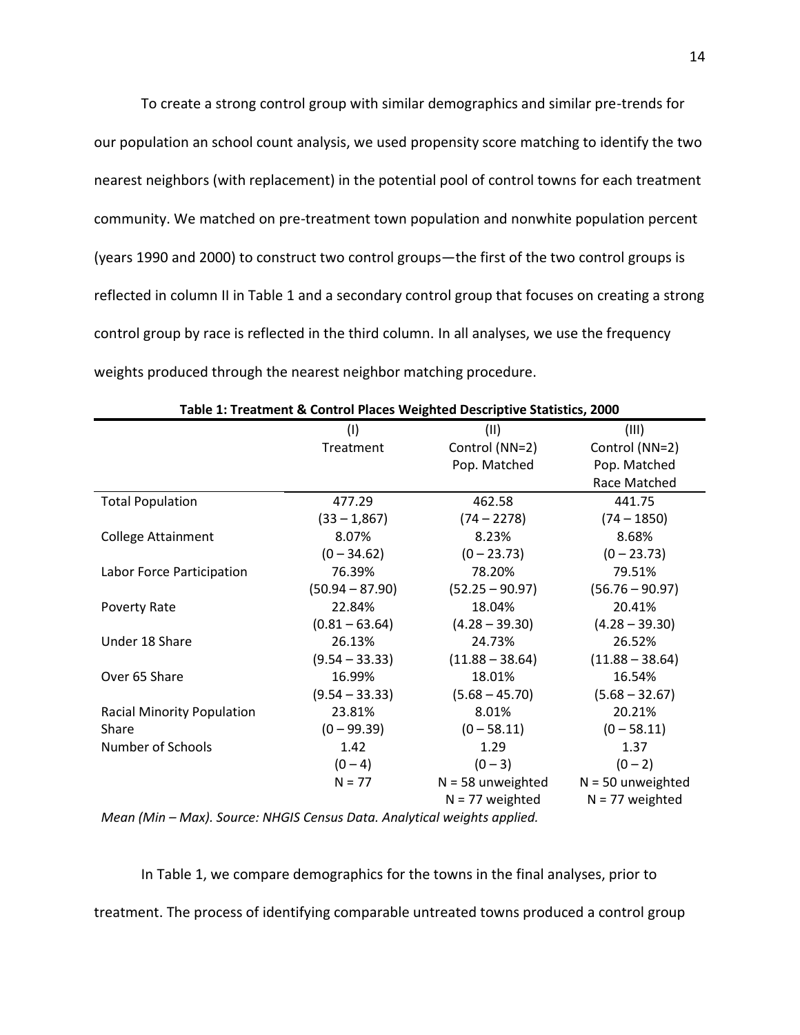To create a strong control group with similar demographics and similar pre-trends for our population an school count analysis, we used propensity score matching to identify the two nearest neighbors (with replacement) in the potential pool of control towns for each treatment community. We matched on pre-treatment town population and nonwhite population percent (years 1990 and 2000) to construct two control groups—the first of the two control groups is reflected in column II in Table 1 and a secondary control group that focuses on creating a strong control group by race is reflected in the third column. In all analyses, we use the frequency weights produced through the nearest neighbor matching procedure.

**Table 1: Treatment & Control Places Weighted Descriptive Statistics, 2000**

| | (I) Treatment | (II) Control (NN=2) Pop. Matched | (III) Control (NN=2) Pop. Matched Race Matched |
|---|---|---|---|
| Total Population | 477.29 | 462.58 | 441.75 |
| | (33 – 1,867) | (74 – 2278) | (74 – 1850) |
| College Attainment | 8.07% | 8.23% | 8.68% |
| | (0 – 34.62) | (0 – 23.73) | (0 – 23.73) |
| Labor Force Participation | 76.39% | 78.20% | 79.51% |
| | (50.94 – 87.90) | (52.25 – 90.97) | (56.76 – 90.97) |
| Poverty Rate | 22.84% | 18.04% | 20.41% |
| | (0.81 – 63.64) | (4.28 – 39.30) | (4.28 – 39.30) |
| Under 18 Share | 26.13% | 24.73% | 26.52% |
| | (9.54 – 33.33) | (11.88 – 38.64) | (11.88 – 38.64) |
| Over 65 Share | 16.99% | 18.01% | 16.54% |
| | (9.54 – 33.33) | (5.68 – 45.70) | (5.68 – 32.67) |
| Racial Minority Population Share | 23.81% | 8.01% | 20.21% |
| | (0 – 99.39) | (0 – 58.11) | (0 – 58.11) |
| Number of Schools | 1.42 | 1.29 | 1.37 |
| | (0 – 4) | (0 – 3) | (0 – 2) |
| | N = 77 | N = 58 unweighted N = 77 weighted | N = 50 unweighted N = 77 weighted |

*Mean (Min – Max). Source: NHGIS Census Data. Analytical weights applied.*

In Table 1, we compare demographics for the towns in the final analyses, prior to treatment. The process of identifying comparable untreated towns produced a control group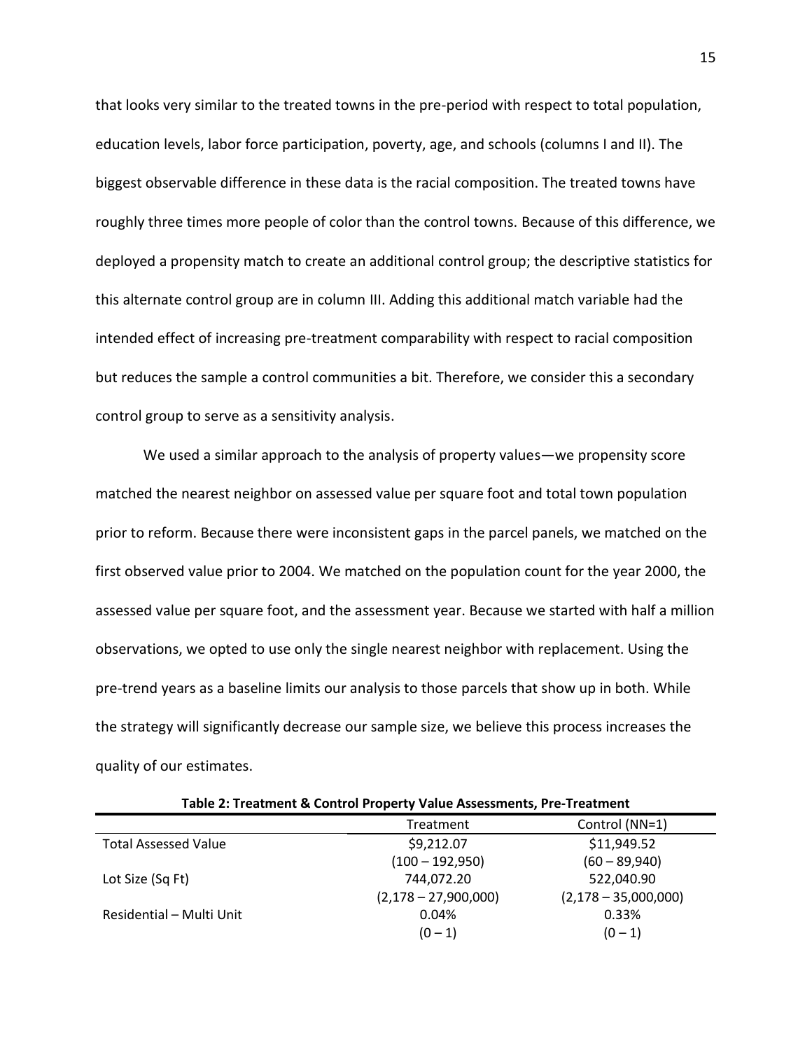that looks very similar to the treated towns in the pre-period with respect to total population, education levels, labor force participation, poverty, age, and schools (columns I and II). The biggest observable difference in these data is the racial composition. The treated towns have roughly three times more people of color than the control towns. Because of this difference, we deployed a propensity match to create an additional control group; the descriptive statistics for this alternate control group are in column III. Adding this additional match variable had the intended effect of increasing pre-treatment comparability with respect to racial composition but reduces the sample a control communities a bit. Therefore, we consider this a secondary control group to serve as a sensitivity analysis.

We used a similar approach to the analysis of property values—we propensity score matched the nearest neighbor on assessed value per square foot and total town population prior to reform. Because there were inconsistent gaps in the parcel panels, we matched on the first observed value prior to 2004. We matched on the population count for the year 2000, the assessed value per square foot, and the assessment year. Because we started with half a million observations, we opted to use only the single nearest neighbor with replacement. Using the pre-trend years as a baseline limits our analysis to those parcels that show up in both. While the strategy will significantly decrease our sample size, we believe this process increases the quality of our estimates.

**Table 2: Treatment & Control Property Value Assessments, Pre-Treatment**

| | Treatment | Control (NN=1) |
|---|---|---|
| Total Assessed Value | $9,212.07 | $11,949.52 |
| | (100 – 192,950) | (60 – 89,940) |
| Lot Size (Sq Ft) | 744,072.20 | 522,040.90 |
| | (2,178 – 27,900,000) | (2,178 – 35,000,000) |
| Residential – Multi Unit | 0.04% | 0.33% |
| | (0 – 1) | (0 – 1) |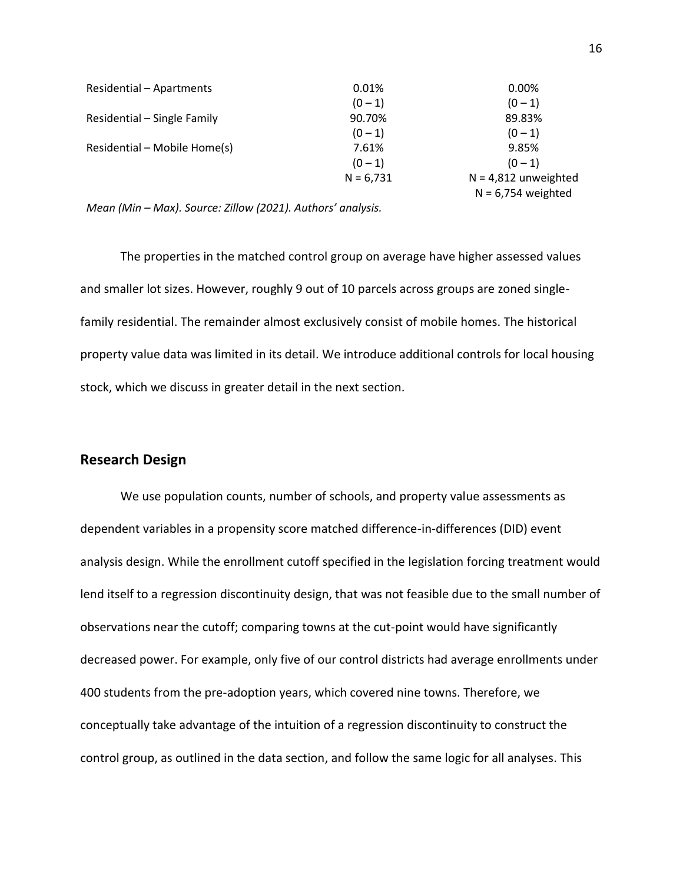| | | |
|---|---|---|
| Residential – Apartments | 0.01% | 0.00% |
| | (0 – 1) | (0 – 1) |
| Residential – Single Family | 90.70% | 89.83% |
| | (0 – 1) | (0 – 1) |
| Residential – Mobile Home(s) | 7.61% | 9.85% |
| | (0 – 1) | (0 – 1) |
| | N = 6,731 | N = 4,812 unweighted<br>N = 6,754 weighted |

*Mean (Min – Max). Source: Zillow (2021). Authors' analysis.*

The properties in the matched control group on average have higher assessed values and smaller lot sizes. However, roughly 9 out of 10 parcels across groups are zoned single-family residential. The remainder almost exclusively consist of mobile homes. The historical property value data was limited in its detail. We introduce additional controls for local housing stock, which we discuss in greater detail in the next section.

## Research Design

We use population counts, number of schools, and property value assessments as dependent variables in a propensity score matched difference-in-differences (DID) event analysis design. While the enrollment cutoff specified in the legislation forcing treatment would lend itself to a regression discontinuity design, that was not feasible due to the small number of observations near the cutoff; comparing towns at the cut-point would have significantly decreased power. For example, only five of our control districts had average enrollments under 400 students from the pre-adoption years, which covered nine towns. Therefore, we conceptually take advantage of the intuition of a regression discontinuity to construct the control group, as outlined in the data section, and follow the same logic for all analyses. This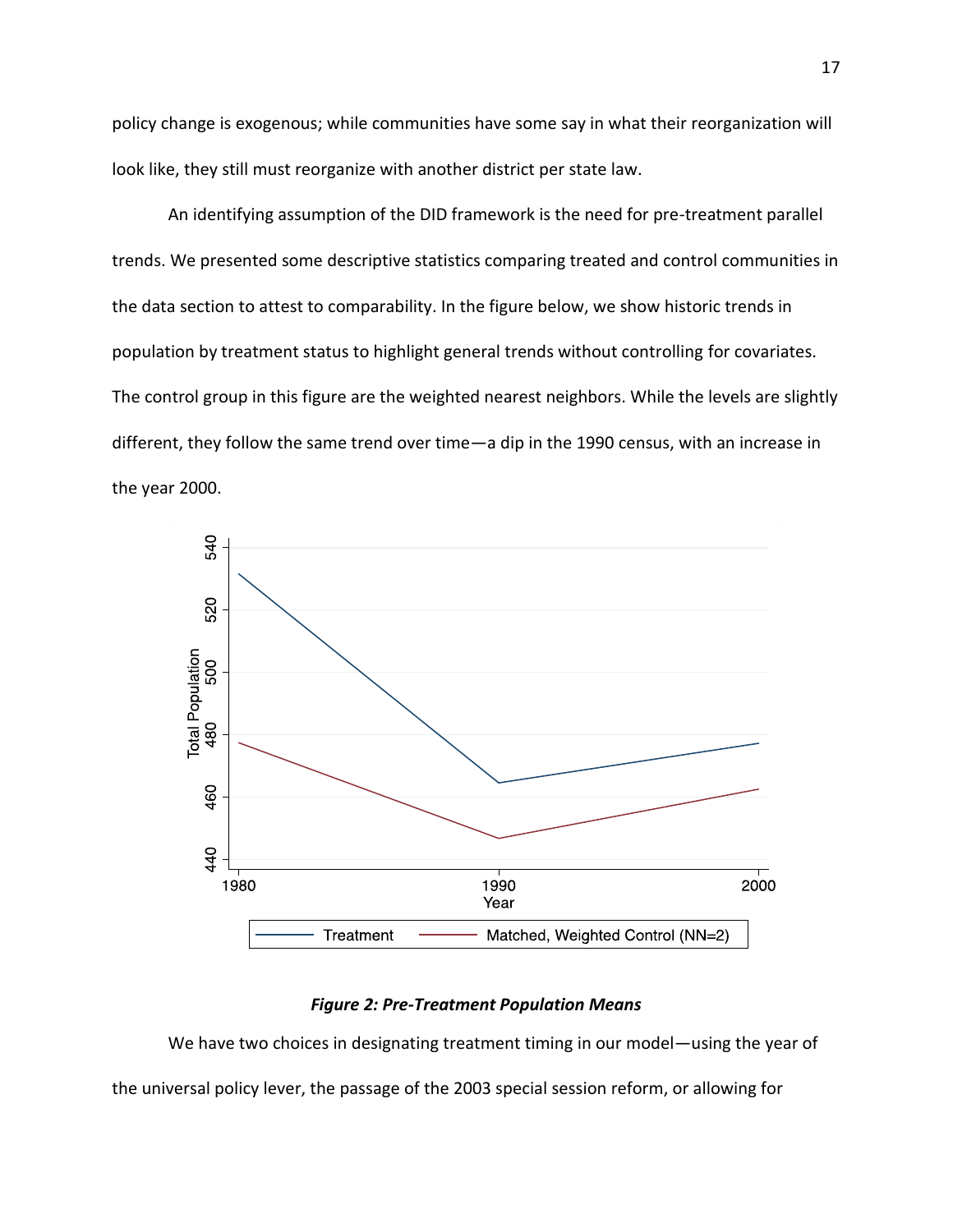policy change is exogenous; while communities have some say in what their reorganization will look like, they still must reorganize with another district per state law.

An identifying assumption of the DID framework is the need for pre-treatment parallel trends. We presented some descriptive statistics comparing treated and control communities in the data section to attest to comparability. In the figure below, we show historic trends in population by treatment status to highlight general trends without controlling for covariates. The control group in this figure are the weighted nearest neighbors. While the levels are slightly different, they follow the same trend over time—a dip in the 1990 census, with an increase in the year 2000.

***Figure 2: Pre-Treatment Population Means***

We have two choices in designating treatment timing in our model—using the year of the universal policy lever, the passage of the 2003 special session reform, or allowing for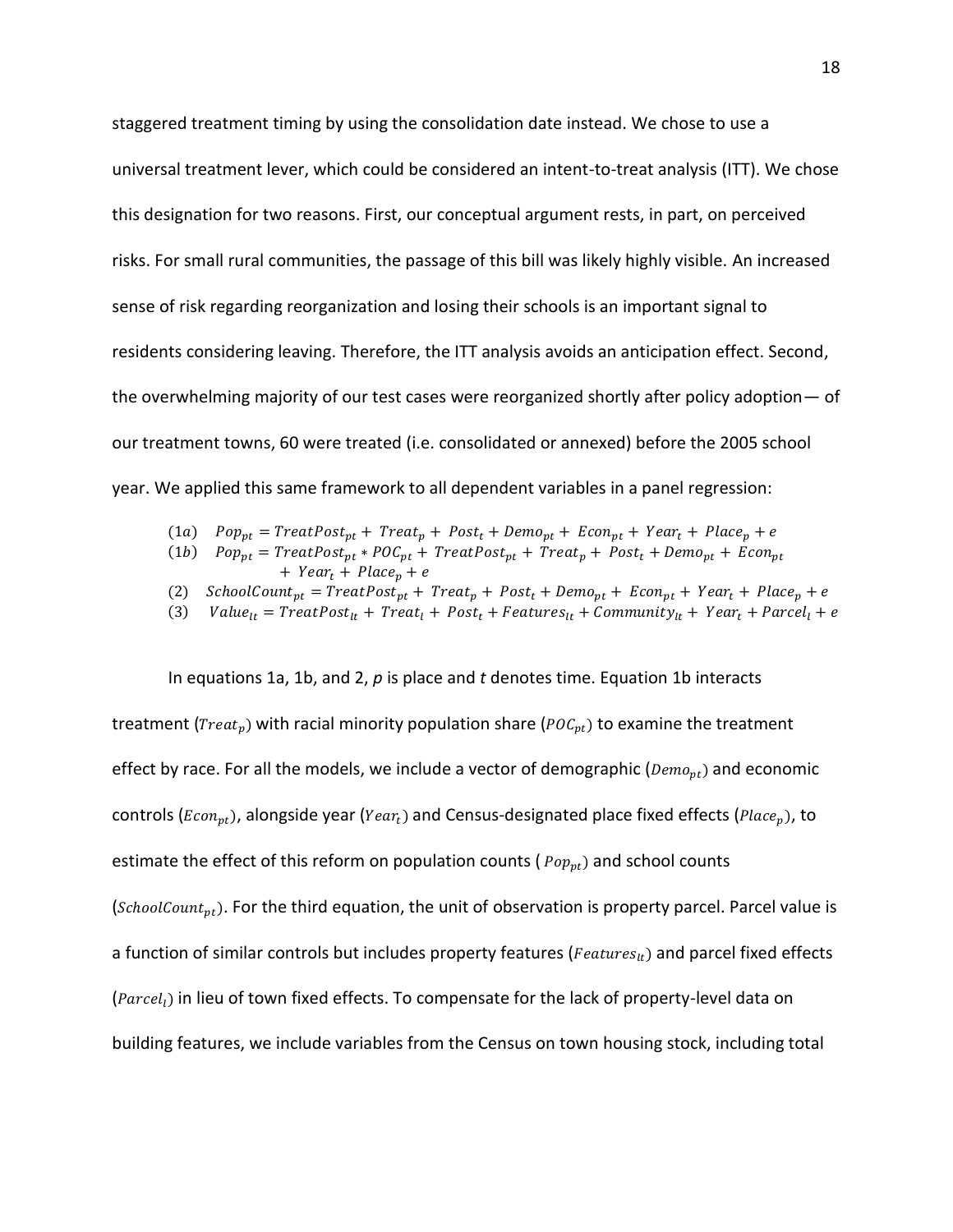staggered treatment timing by using the consolidation date instead. We chose to use a universal treatment lever, which could be considered an intent-to-treat analysis (ITT). We chose this designation for two reasons. First, our conceptual argument rests, in part, on perceived risks. For small rural communities, the passage of this bill was likely highly visible. An increased sense of risk regarding reorganization and losing their schools is an important signal to residents considering leaving. Therefore, the ITT analysis avoids an anticipation effect. Second, the overwhelming majority of our test cases were reorganized shortly after policy adoption— of our treatment towns, 60 were treated (i.e. consolidated or annexed) before the 2005 school year. We applied this same framework to all dependent variables in a panel regression:

$$(1a) \quad Pop_{pt} = TreatPost_{pt} + Treat_p + Post_t + Demo_{pt} + Econ_{pt} + Year_t + Place_p + e$$

$$(1b) \quad Pop_{pt} = TreatPost_{pt} * POC_{pt} + TreatPost_{pt} + Treat_p + Post_t + Demo_{pt} + Econ_{pt} + Year_t + Place_p + e$$

$$(2) \quad SchoolCount_{pt} = TreatPost_{pt} + Treat_p + Post_t + Demo_{pt} + Econ_{pt} + Year_t + Place_p + e$$

$$(3) \quad Value_{lt} = TreatPost_{lt} + Treat_l + Post_t + Features_{lt} + Community_{lt} + Year_t + Parcel_l + e$$

In equations 1a, 1b, and 2, *p* is place and *t* denotes time. Equation 1b interacts treatment ($Treat_p$) with racial minority population share ($POC_{pt}$) to examine the treatment effect by race. For all the models, we include a vector of demographic ($Demo_{pt}$) and economic controls ($Econ_{pt}$), alongside year ($Year_t$) and Census-designated place fixed effects ($Place_p$), to estimate the effect of this reform on population counts ($Pop_{pt}$) and school counts ($SchoolCount_{pt}$). For the third equation, the unit of observation is property parcel. Parcel value is a function of similar controls but includes property features ($Features_{lt}$) and parcel fixed effects ($Parcel_l$) in lieu of town fixed effects. To compensate for the lack of property-level data on building features, we include variables from the Census on town housing stock, including total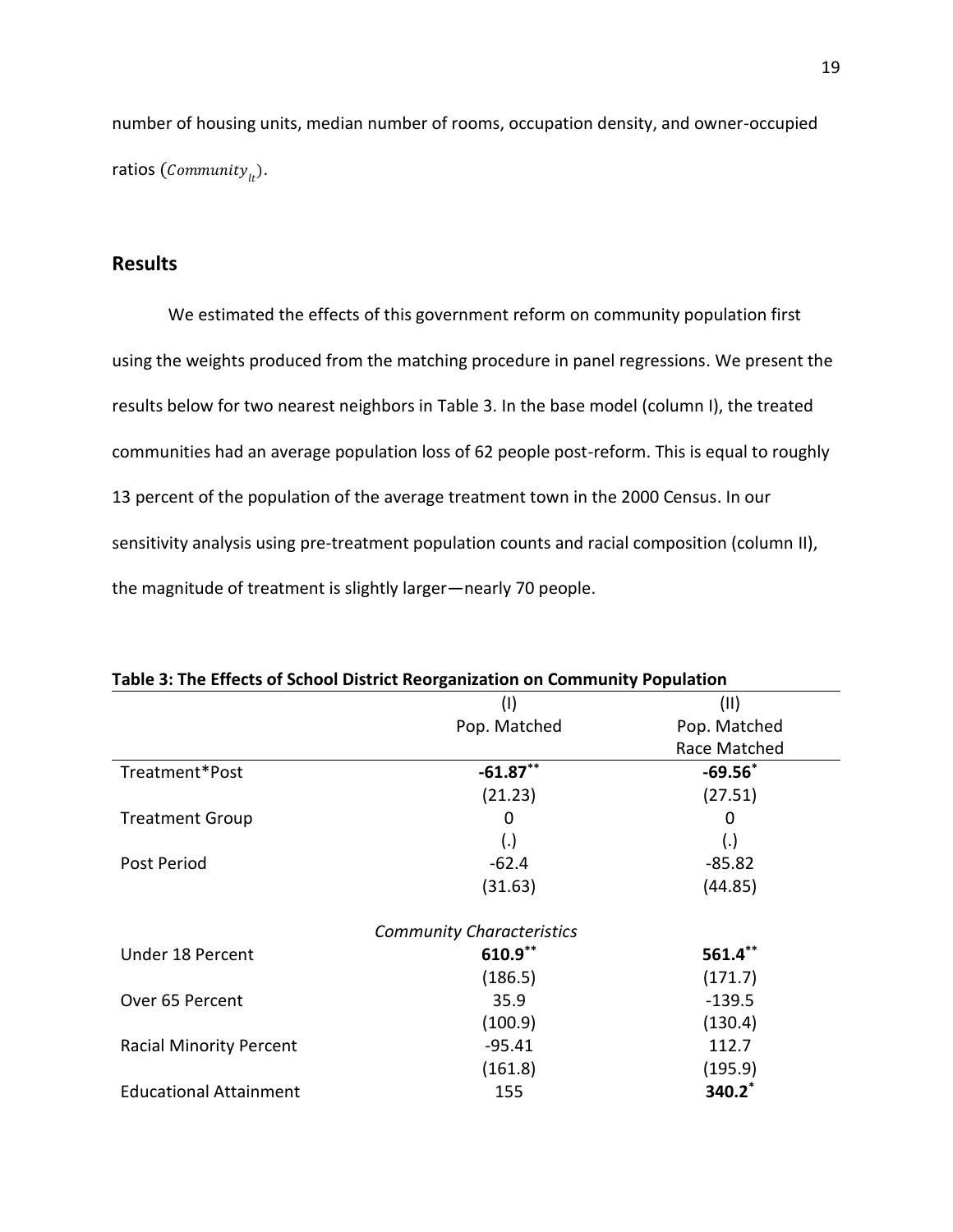number of housing units, median number of rooms, occupation density, and owner-occupied ratios ($Community_{lt}$).

## Results

We estimated the effects of this government reform on community population first using the weights produced from the matching procedure in panel regressions. We present the results below for two nearest neighbors in Table 3. In the base model (column I), the treated communities had an average population loss of 62 people post-reform. This is equal to roughly 13 percent of the population of the average treatment town in the 2000 Census. In our sensitivity analysis using pre-treatment population counts and racial composition (column II), the magnitude of treatment is slightly larger—nearly 70 people.

**Table 3: The Effects of School District Reorganization on Community Population**

| | (I)<br>Pop. Matched | (II)<br>Pop. Matched<br>Race Matched |
|---|---|---|
| Treatment*Post | **-61.87**[**] | **-69.56**[*] |
| | (21.23) | (27.51) |
| Treatment Group | 0 | 0 |
| | (.) | (.) |
| Post Period | -62.4 | -85.82 |
| | (31.63) | (44.85) |
| | *Community Characteristics* | |
| Under 18 Percent | **610.9**[**] | **561.4**[**] |
| | (186.5) | (171.7) |
| Over 65 Percent | 35.9 | -139.5 |
| | (100.9) | (130.4) |
| Racial Minority Percent | -95.41 | 112.7 |
| | (161.8) | (195.9) |
| Educational Attainment | 155 | **340.2**[*] |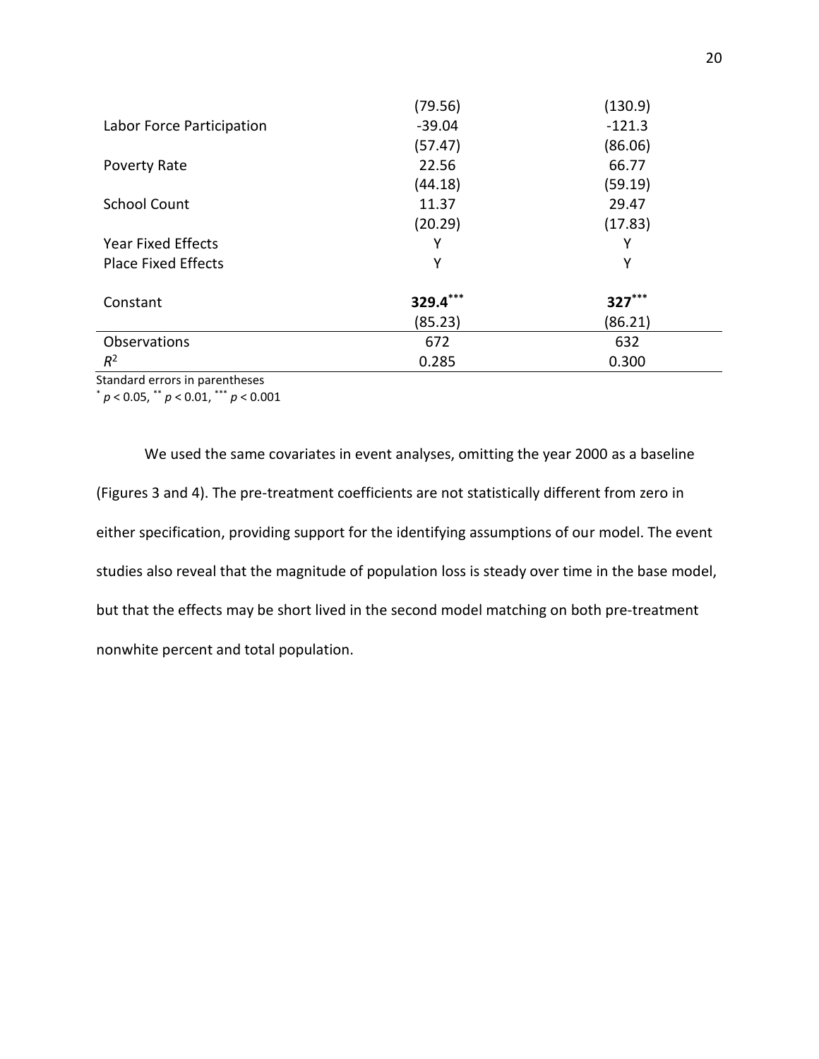| | | |
|---|---|---|
| | (79.56) | (130.9) |
| Labor Force Participation | -39.04 | -121.3 |
| | (57.47) | (86.06) |
| Poverty Rate | 22.56 | 66.77 |
| | (44.18) | (59.19) |
| School Count | 11.37 | 29.47 |
| | (20.29) | (17.83) |
| Year Fixed Effects | Y | Y |
| Place Fixed Effects | Y | Y |
| Constant | **329.4*** ** | **327*** ** |
| | (85.23) | (86.21) |
| Observations | 672 | 632 |
| $R^2$ | 0.285 | 0.300 |

Standard errors in parentheses
$^{*}$ $p < 0.05$, $^{**}$ $p < 0.01$, $^{***}$ $p < 0.001$

We used the same covariates in event analyses, omitting the year 2000 as a baseline (Figures 3 and 4). The pre-treatment coefficients are not statistically different from zero in either specification, providing support for the identifying assumptions of our model. The event studies also reveal that the magnitude of population loss is steady over time in the base model, but that the effects may be short lived in the second model matching on both pre-treatment nonwhite percent and total population.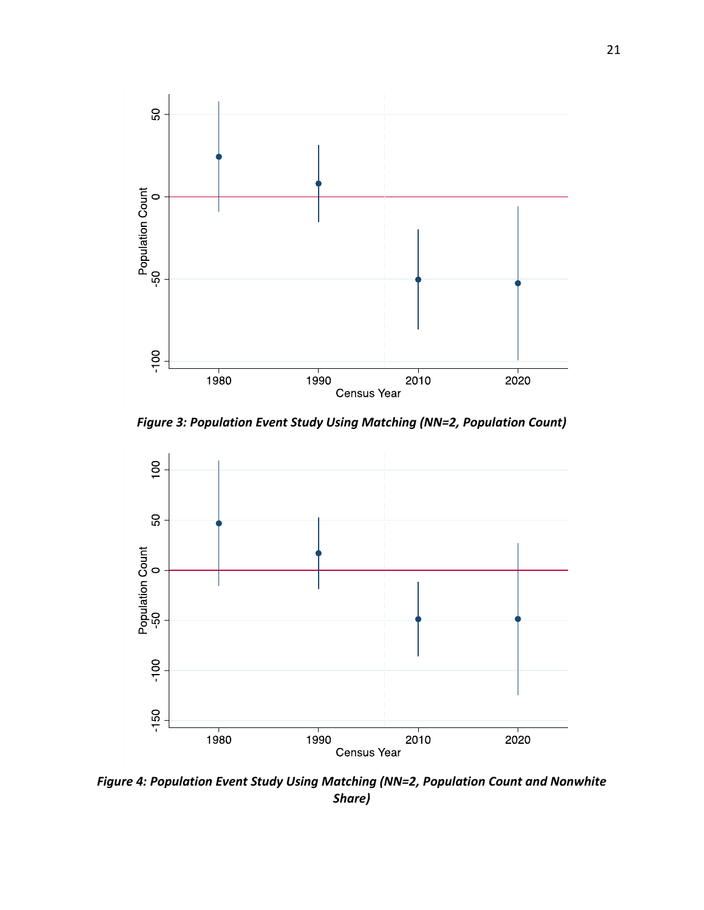*Figure 3: Population Event Study Using Matching (NN=2, Population Count)*

*Figure 4: Population Event Study Using Matching (NN=2, Population Count and Nonwhite Share)*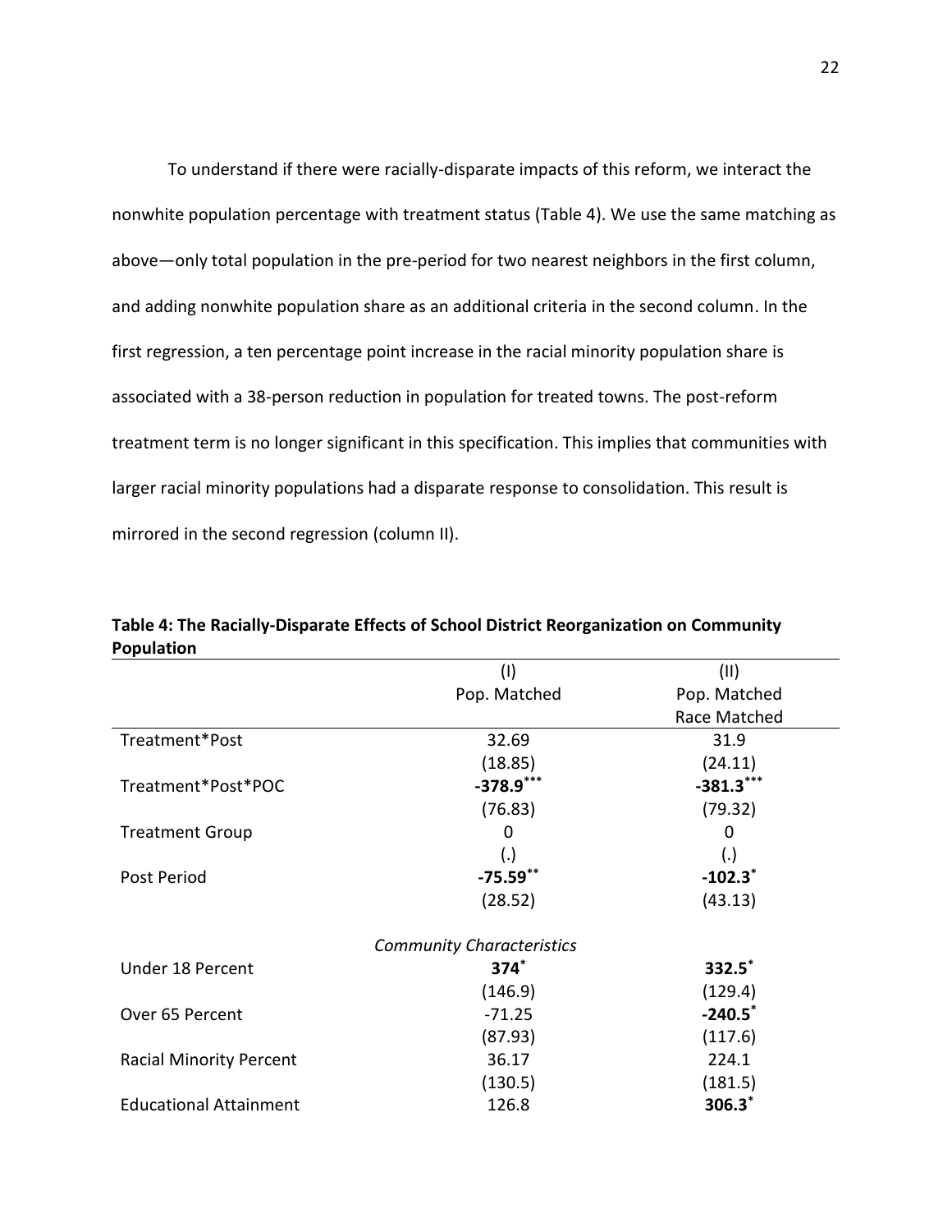To understand if there were racially-disparate impacts of this reform, we interact the nonwhite population percentage with treatment status (Table 4). We use the same matching as above—only total population in the pre-period for two nearest neighbors in the first column, and adding nonwhite population share as an additional criteria in the second column. In the first regression, a ten percentage point increase in the racial minority population share is associated with a 38-person reduction in population for treated towns. The post-reform treatment term is no longer significant in this specification. This implies that communities with larger racial minority populations had a disparate response to consolidation. This result is mirrored in the second regression (column II).

**Table 4: The Racially-Disparate Effects of School District Reorganization on Community Population**

| | (I) Pop. Matched | (II) Pop. Matched Race Matched |
|---|---|---|
| Treatment*Post | 32.69 | 31.9 |
| | (18.85) | (24.11) |
| Treatment*Post*POC | **-378.9**$^{***}$ | **-381.3**$^{***}$ |
| | (76.83) | (79.32) |
| Treatment Group | 0 | 0 |
| | (.) | (.) |
| Post Period | **-75.59**$^{**}$ | **-102.3**$^{*}$ |
| | (28.52) | (43.13) |
| *Community Characteristics* | | |
| Under 18 Percent | **374**$^{*}$ | **332.5**$^{*}$ |
| | (146.9) | (129.4) |
| Over 65 Percent | -71.25 | **-240.5**$^{*}$ |
| | (87.93) | (117.6) |
| Racial Minority Percent | 36.17 | 224.1 |
| | (130.5) | (181.5) |
| Educational Attainment | 126.8 | **306.3**$^{*}$ |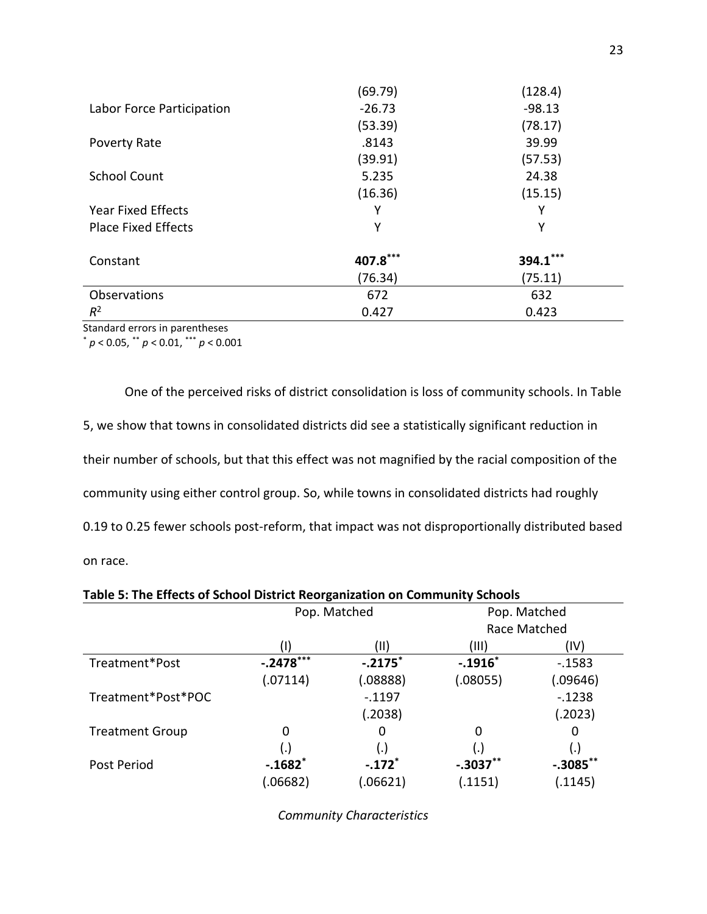| | | |
|---|---|---|
| | (69.79) | (128.4) |
| Labor Force Participation | -26.73 | -98.13 |
| | (53.39) | (78.17) |
| Poverty Rate | .8143 | 39.99 |
| | (39.91) | (57.53) |
| School Count | 5.235 | 24.38 |
| | (16.36) | (15.15) |
| Year Fixed Effects | Y | Y |
| Place Fixed Effects | Y | Y |
| Constant | **407.8*****\*** | **394.1*****\*** |
| | (76.34) | (75.11) |
| Observations | 672 | 632 |
| $R^2$ | 0.427 | 0.423 |

Standard errors in parentheses
$^{*}$ $p < 0.05$, $^{**}$ $p < 0.01$, $^{***}$ $p < 0.001$

One of the perceived risks of district consolidation is loss of community schools. In Table 5, we show that towns in consolidated districts did see a statistically significant reduction in their number of schools, but that this effect was not magnified by the racial composition of the community using either control group. So, while towns in consolidated districts had roughly 0.19 to 0.25 fewer schools post-reform, that impact was not disproportionally distributed based on race.

**Table 5: The Effects of School District Reorganization on Community Schools**

| | Pop. Matched | | Pop. Matched Race Matched | |
|---|---|---|---|---|
| | (I) | (II) | (III) | (IV) |
| Treatment*Post | **-.2478***\*** | **-.2175*** | **-.1916*** | -.1583 |
| | (.07114) | (.08888) | (.08055) | (.09646) |
| Treatment*Post*POC | | -.1197 | | -.1238 |
| | | (.2038) | | (.2023) |
| Treatment Group | 0 | 0 | 0 | 0 |
| | (.) | (.) | (.) | (.) |
| Post Period | **-.1682*** | **-.172*** | **-.3037**** | **-.3085**** |
| | (.06682) | (.06621) | (.1151) | (.1145) |

*Community Characteristics*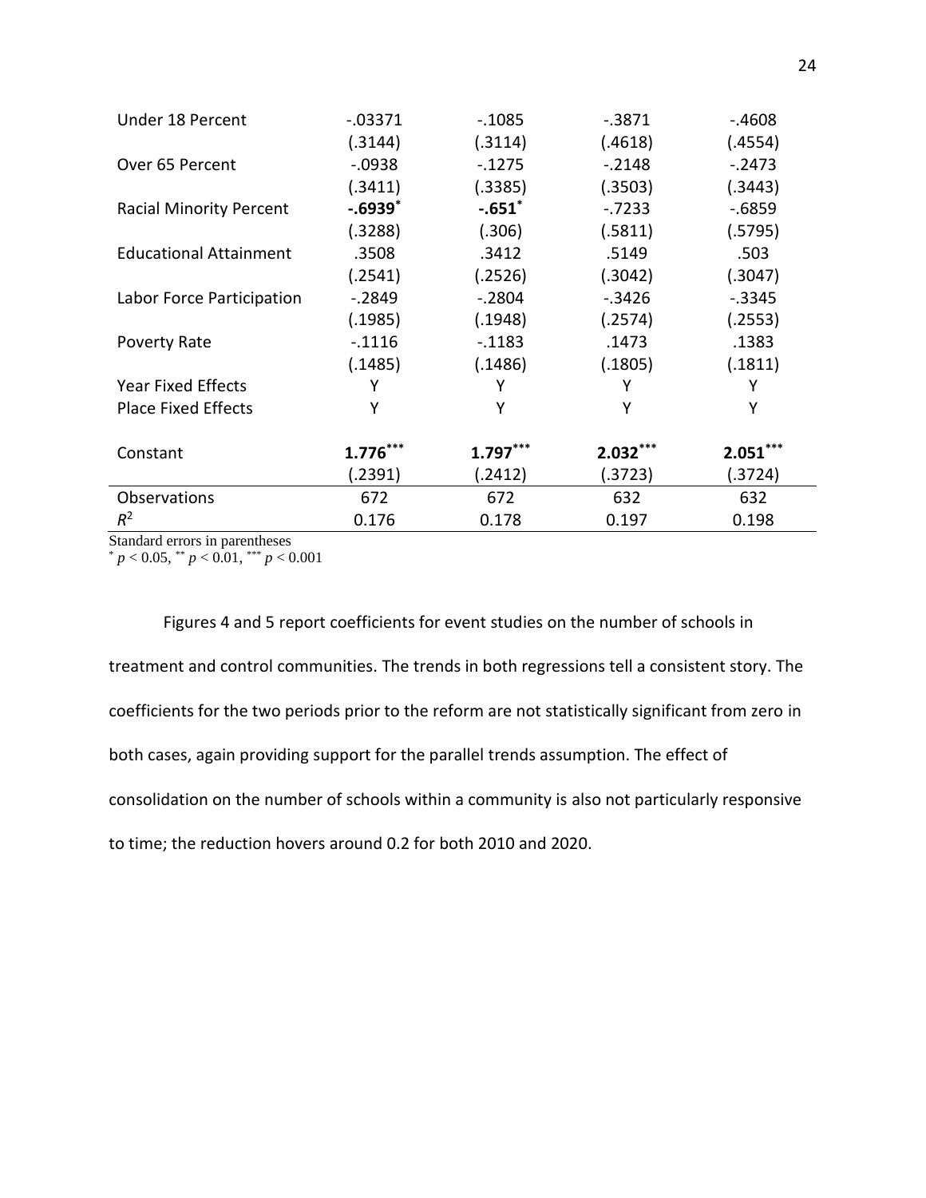| | | | | |
|---|---|---|---|---|
| Under 18 Percent | -.03371 | -.1085 | -.3871 | -.4608 |
| | (.3144) | (.3114) | (.4618) | (.4554) |
| Over 65 Percent | -.0938 | -.1275 | -.2148 | -.2473 |
| | (.3411) | (.3385) | (.3503) | (.3443) |
| Racial Minority Percent | **-.6939** $^{*}$ | **-.651** $^{*}$ | -.7233 | -.6859 |
| | (.3288) | (.306) | (.5811) | (.5795) |
| Educational Attainment | .3508 | .3412 | .5149 | .503 |
| | (.2541) | (.2526) | (.3042) | (.3047) |
| Labor Force Participation | -.2849 | -.2804 | -.3426 | -.3345 |
| | (.1985) | (.1948) | (.2574) | (.2553) |
| Poverty Rate | -.1116 | -.1183 | .1473 | .1383 |
| | (.1485) | (.1486) | (.1805) | (.1811) |
| Year Fixed Effects | Y | Y | Y | Y |
| Place Fixed Effects | Y | Y | Y | Y |
| Constant | **1.776** $^{***}$ | **1.797** $^{***}$ | **2.032** $^{***}$ | **2.051** $^{***}$ |
| | (.2391) | (.2412) | (.3723) | (.3724) |
| Observations | 672 | 672 | 632 | 632 |
| $R^2$ | 0.176 | 0.178 | 0.197 | 0.198 |

Standard errors in parentheses
$^{*}$ $p < 0.05$, $^{**}$ $p < 0.01$, $^{***}$ $p < 0.001$

Figures 4 and 5 report coefficients for event studies on the number of schools in treatment and control communities. The trends in both regressions tell a consistent story. The coefficients for the two periods prior to the reform are not statistically significant from zero in both cases, again providing support for the parallel trends assumption. The effect of consolidation on the number of schools within a community is also not particularly responsive to time; the reduction hovers around 0.2 for both 2010 and 2020.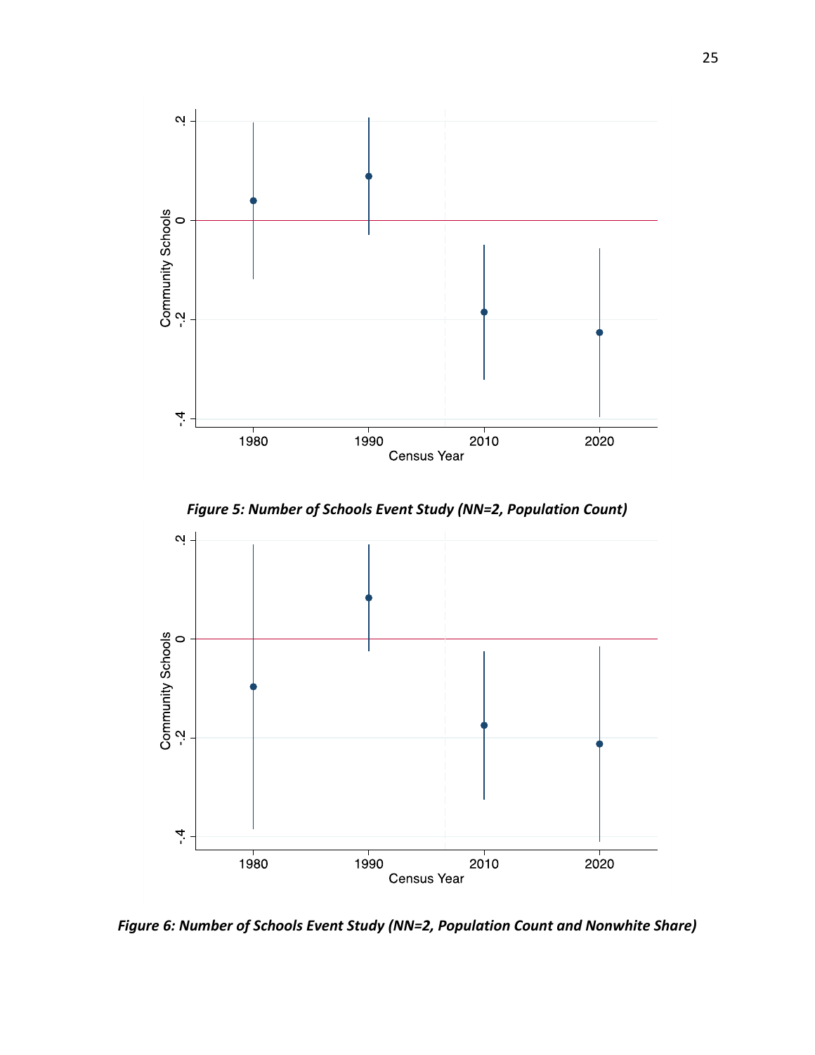*Figure 5: Number of Schools Event Study (NN=2, Population Count)*

*Figure 6: Number of Schools Event Study (NN=2, Population Count and Nonwhite Share)*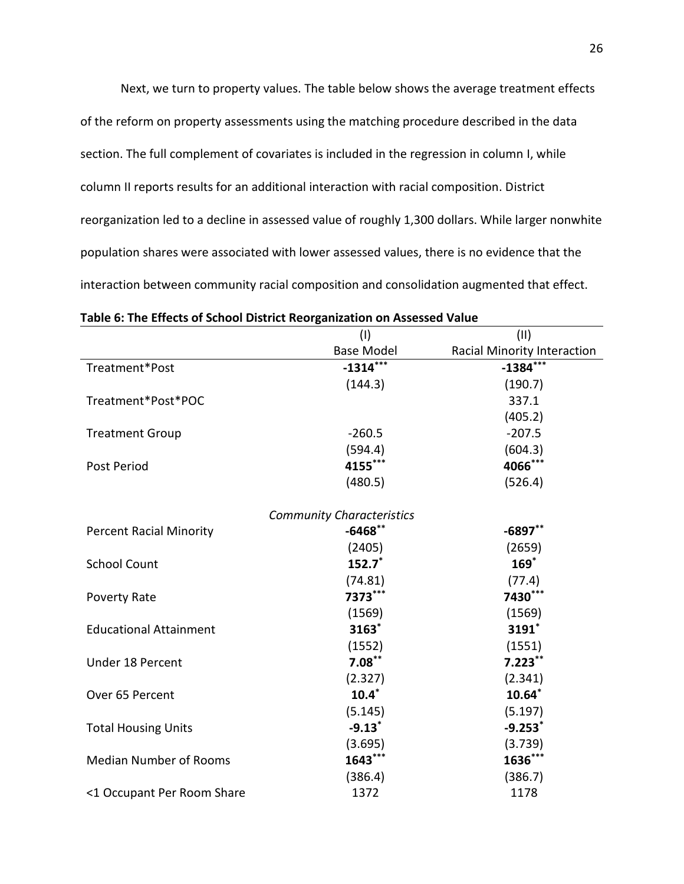Next, we turn to property values. The table below shows the average treatment effects of the reform on property assessments using the matching procedure described in the data section. The full complement of covariates is included in the regression in column I, while column II reports results for an additional interaction with racial composition. District reorganization led to a decline in assessed value of roughly 1,300 dollars. While larger nonwhite population shares were associated with lower assessed values, there is no evidence that the interaction between community racial composition and consolidation augmented that effect.

**Table 6: The Effects of School District Reorganization on Assessed Value**

| | (I)<br>Base Model | (II)<br>Racial Minority Interaction |
|---|---|---|
| Treatment*Post | **-1314*****<br>(144.3) | **-1384*****<br>(190.7) |
| Treatment*Post*POC | | 337.1<br>(405.2) |
| Treatment Group | -260.5<br>(594.4) | -207.5<br>(604.3) |
| Post Period | **4155*****<br>(480.5) | **4066*****<br>(526.4) |
| | *Community Characteristics* | |
| Percent Racial Minority | **-6468****<br>(2405) | **-6897****<br>(2659) |
| School Count | **152.7***<br>(74.81) | **169***<br>(77.4) |
| Poverty Rate | **7373*****<br>(1569) | **7430*****<br>(1569) |
| Educational Attainment | **3163***<br>(1552) | **3191***<br>(1551) |
| Under 18 Percent | **7.08****<br>(2.327) | **7.223****<br>(2.341) |
| Over 65 Percent | **10.4***<br>(5.145) | **10.64***<br>(5.197) |
| Total Housing Units | **-9.13***<br>(3.695) | **-9.253***<br>(3.739) |
| Median Number of Rooms | **1643*****<br>(386.4) | **1636*****<br>(386.7) |
| <1 Occupant Per Room Share | 1372 | 1178 |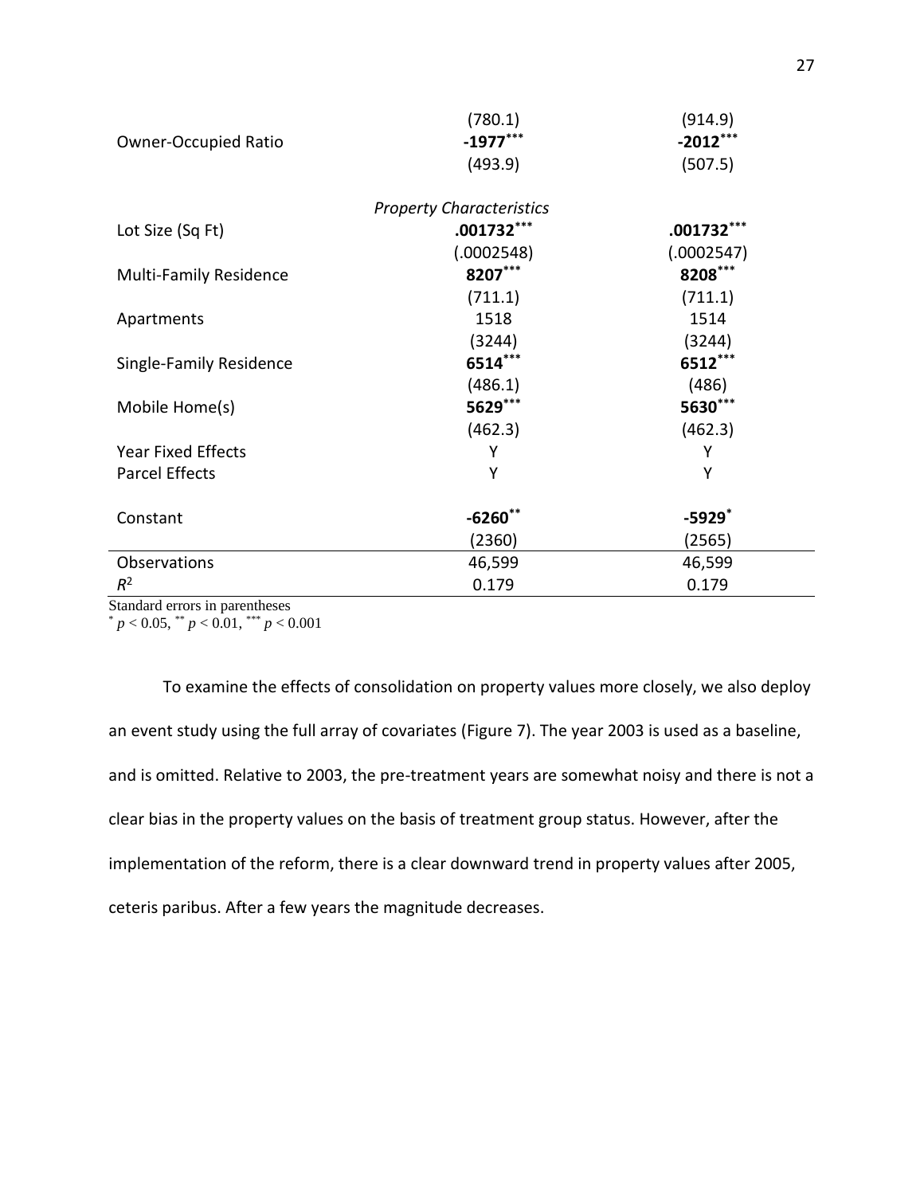| | | |
|---|---|---|
| | (780.1) | (914.9) |
| Owner-Occupied Ratio | **-1977**$^{***}$ | **-2012**$^{***}$ |
| | (493.9) | (507.5) |
| | *Property Characteristics* | |
| Lot Size (Sq Ft) | **.001732**$^{***}$ | **.001732**$^{***}$ |
| | (.0002548) | (.0002547) |
| Multi-Family Residence | **8207**$^{***}$ | **8208**$^{***}$ |
| | (711.1) | (711.1) |
| Apartments | 1518 | 1514 |
| | (3244) | (3244) |
| Single-Family Residence | **6514**$^{***}$ | **6512**$^{***}$ |
| | (486.1) | (486) |
| Mobile Home(s) | **5629**$^{***}$ | **5630**$^{***}$ |
| | (462.3) | (462.3) |
| Year Fixed Effects | Y | Y |
| Parcel Effects | Y | Y |
| Constant | **-6260**$^{**}$ | **-5929**$^{*}$ |
| | (2360) | (2565) |
| Observations | 46,599 | 46,599 |
| $R^2$ | 0.179 | 0.179 |

Standard errors in parentheses
$^{*}$ $p < 0.05$, $^{**}$ $p < 0.01$, $^{***}$ $p < 0.001$

To examine the effects of consolidation on property values more closely, we also deploy an event study using the full array of covariates (Figure 7). The year 2003 is used as a baseline, and is omitted. Relative to 2003, the pre-treatment years are somewhat noisy and there is not a clear bias in the property values on the basis of treatment group status. However, after the implementation of the reform, there is a clear downward trend in property values after 2005, ceteris paribus. After a few years the magnitude decreases.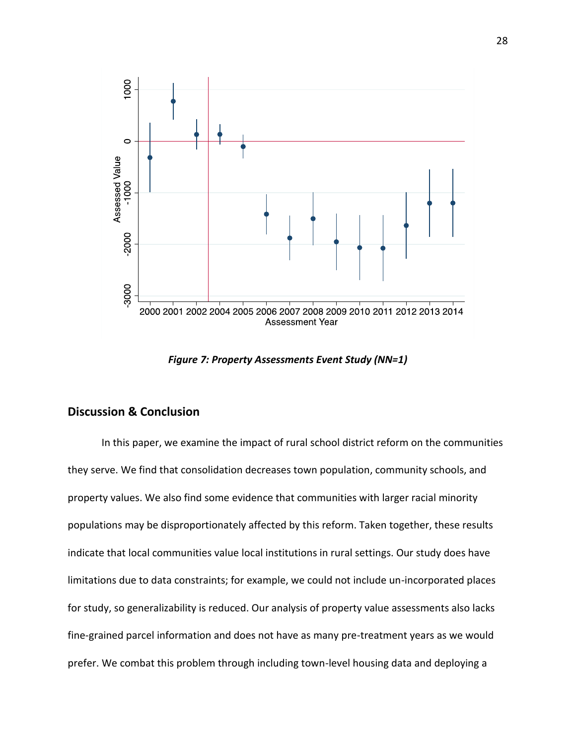*Figure 7: Property Assessments Event Study (NN=1)*

## Discussion & Conclusion

In this paper, we examine the impact of rural school district reform on the communities they serve. We find that consolidation decreases town population, community schools, and property values. We also find some evidence that communities with larger racial minority populations may be disproportionately affected by this reform. Taken together, these results indicate that local communities value local institutions in rural settings. Our study does have limitations due to data constraints; for example, we could not include un-incorporated places for study, so generalizability is reduced. Our analysis of property value assessments also lacks fine-grained parcel information and does not have as many pre-treatment years as we would prefer. We combat this problem through including town-level housing data and deploying a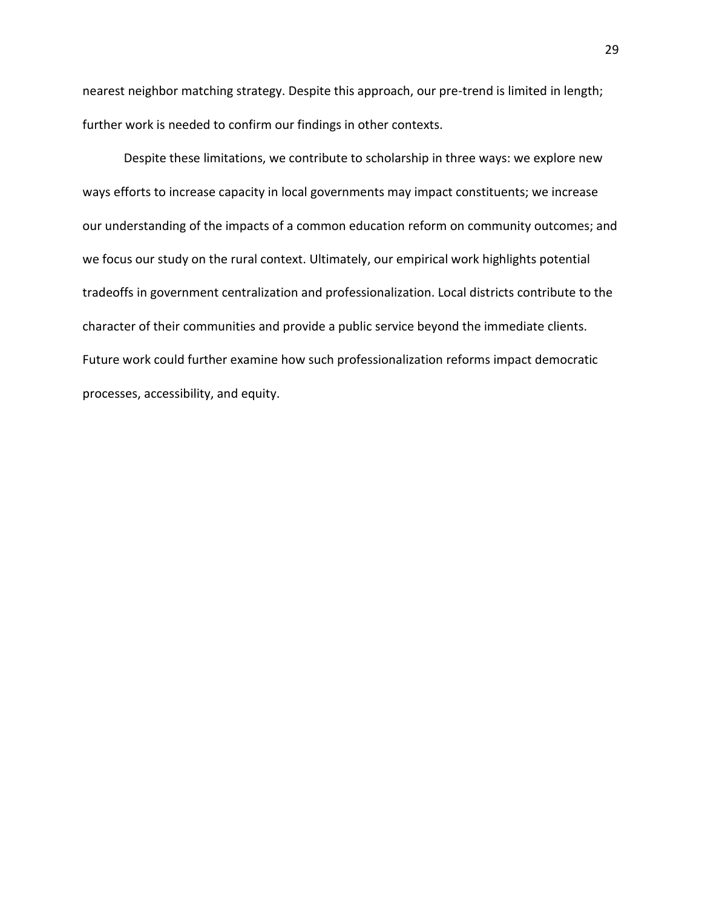nearest neighbor matching strategy. Despite this approach, our pre-trend is limited in length; further work is needed to confirm our findings in other contexts.

Despite these limitations, we contribute to scholarship in three ways: we explore new ways efforts to increase capacity in local governments may impact constituents; we increase our understanding of the impacts of a common education reform on community outcomes; and we focus our study on the rural context. Ultimately, our empirical work highlights potential tradeoffs in government centralization and professionalization. Local districts contribute to the character of their communities and provide a public service beyond the immediate clients. Future work could further examine how such professionalization reforms impact democratic processes, accessibility, and equity.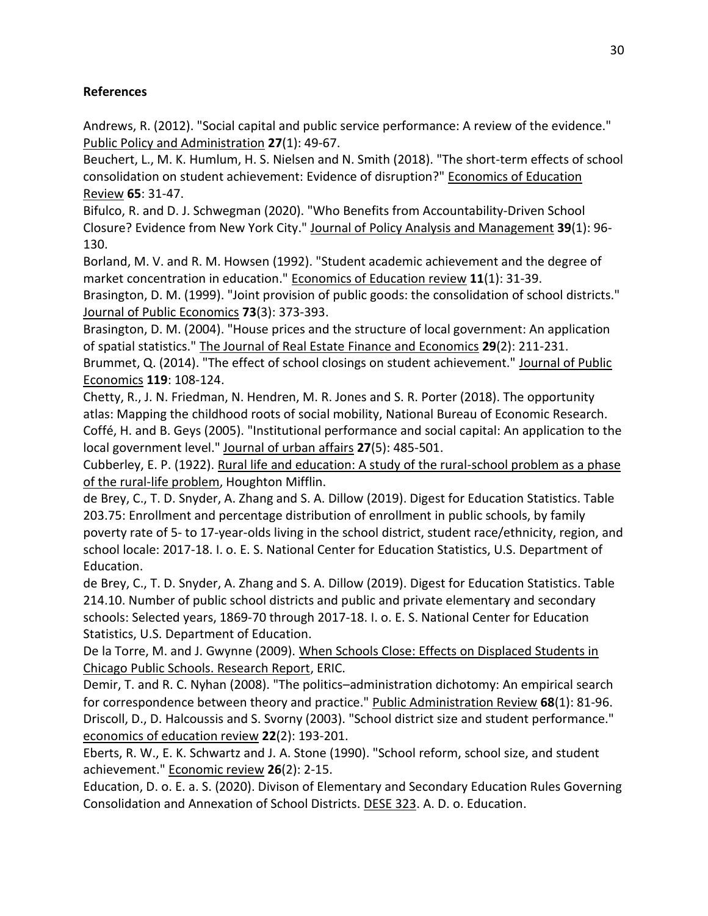**References**

Andrews, R. (2012). "Social capital and public service performance: A review of the evidence." Public Policy and Administration **27**(1): 49-67.

Beuchert, L., M. K. Humlum, H. S. Nielsen and N. Smith (2018). "The short-term effects of school consolidation on student achievement: Evidence of disruption?" Economics of Education Review **65**: 31-47.

Bifulco, R. and D. J. Schwegman (2020). "Who Benefits from Accountability-Driven School Closure? Evidence from New York City." Journal of Policy Analysis and Management **39**(1): 96-130.

Borland, M. V. and R. M. Howsen (1992). "Student academic achievement and the degree of market concentration in education." Economics of Education review **11**(1): 31-39.

Brasington, D. M. (1999). "Joint provision of public goods: the consolidation of school districts." Journal of Public Economics **73**(3): 373-393.

Brasington, D. M. (2004). "House prices and the structure of local government: An application of spatial statistics." The Journal of Real Estate Finance and Economics **29**(2): 211-231.

Brummet, Q. (2014). "The effect of school closings on student achievement." Journal of Public Economics **119**: 108-124.

Chetty, R., J. N. Friedman, N. Hendren, M. R. Jones and S. R. Porter (2018). The opportunity atlas: Mapping the childhood roots of social mobility, National Bureau of Economic Research.

Coffé, H. and B. Geys (2005). "Institutional performance and social capital: An application to the local government level." Journal of urban affairs **27**(5): 485-501.

Cubberley, E. P. (1922). Rural life and education: A study of the rural-school problem as a phase of the rural-life problem, Houghton Mifflin.

de Brey, C., T. D. Snyder, A. Zhang and S. A. Dillow (2019). Digest for Education Statistics. Table 203.75: Enrollment and percentage distribution of enrollment in public schools, by family poverty rate of 5- to 17-year-olds living in the school district, student race/ethnicity, region, and school locale: 2017-18. I. o. E. S. National Center for Education Statistics, U.S. Department of Education.

de Brey, C., T. D. Snyder, A. Zhang and S. A. Dillow (2019). Digest for Education Statistics. Table 214.10. Number of public school districts and public and private elementary and secondary schools: Selected years, 1869-70 through 2017-18. I. o. E. S. National Center for Education Statistics, U.S. Department of Education.

De la Torre, M. and J. Gwynne (2009). When Schools Close: Effects on Displaced Students in Chicago Public Schools. Research Report, ERIC.

Demir, T. and R. C. Nyhan (2008). "The politics–administration dichotomy: An empirical search for correspondence between theory and practice." Public Administration Review **68**(1): 81-96.

Driscoll, D., D. Halcoussis and S. Svorny (2003). "School district size and student performance." economics of education review **22**(2): 193-201.

Eberts, R. W., E. K. Schwartz and J. A. Stone (1990). "School reform, school size, and student achievement." Economic review **26**(2): 2-15.

Education, D. o. E. a. S. (2020). Divison of Elementary and Secondary Education Rules Governing Consolidation and Annexation of School Districts. DESE 323. A. D. o. Education.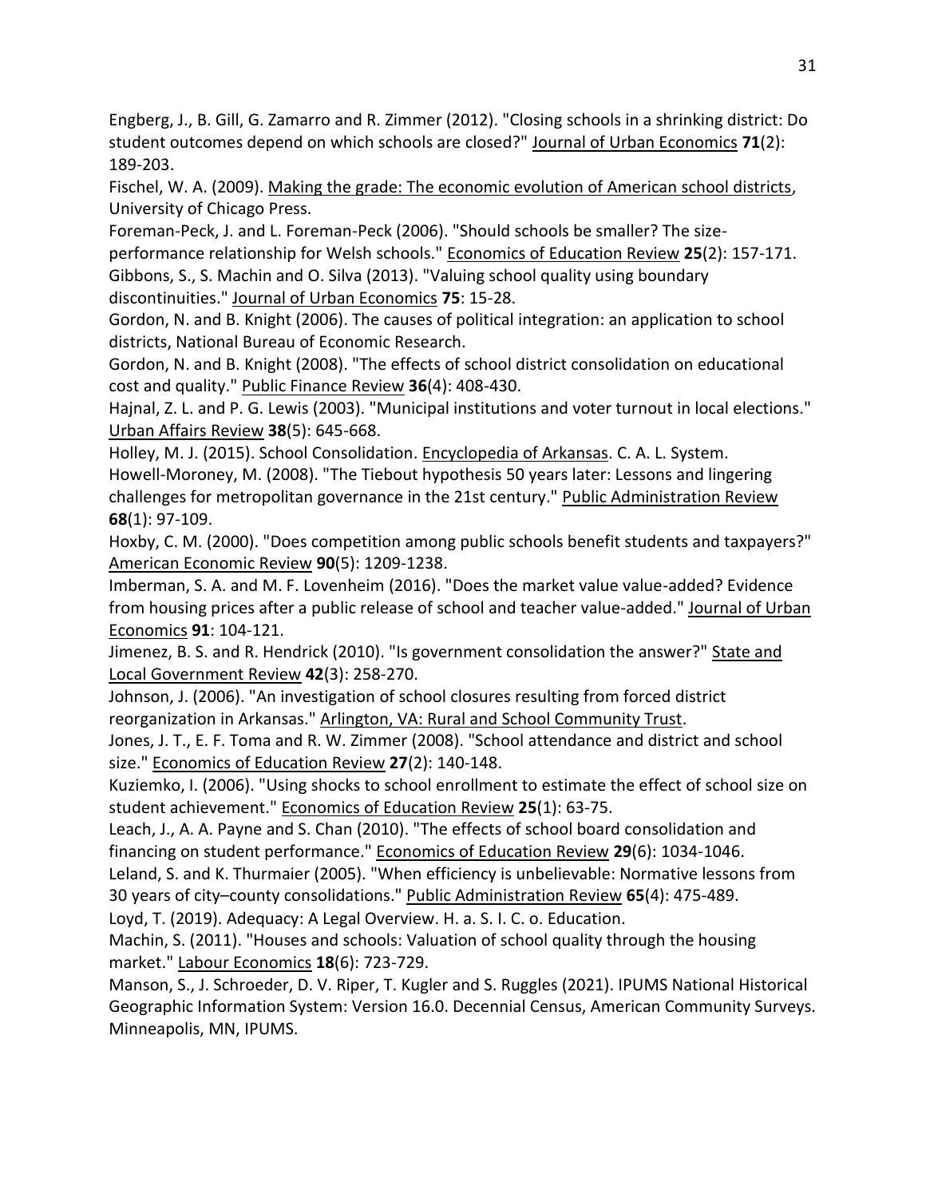Engberg, J., B. Gill, G. Zamarro and R. Zimmer (2012). "Closing schools in a shrinking district: Do student outcomes depend on which schools are closed?" Journal of Urban Economics **71**(2): 189-203.

Fischel, W. A. (2009). Making the grade: The economic evolution of American school districts, University of Chicago Press.

Foreman-Peck, J. and L. Foreman-Peck (2006). "Should schools be smaller? The size-performance relationship for Welsh schools." Economics of Education Review **25**(2): 157-171.

Gibbons, S., S. Machin and O. Silva (2013). "Valuing school quality using boundary discontinuities." Journal of Urban Economics **75**: 15-28.

Gordon, N. and B. Knight (2006). The causes of political integration: an application to school districts, National Bureau of Economic Research.

Gordon, N. and B. Knight (2008). "The effects of school district consolidation on educational cost and quality." Public Finance Review **36**(4): 408-430.

Hajnal, Z. L. and P. G. Lewis (2003). "Municipal institutions and voter turnout in local elections." Urban Affairs Review **38**(5): 645-668.

Holley, M. J. (2015). School Consolidation. Encyclopedia of Arkansas. C. A. L. System.

Howell-Moroney, M. (2008). "The Tiebout hypothesis 50 years later: Lessons and lingering challenges for metropolitan governance in the 21st century." Public Administration Review **68**(1): 97-109.

Hoxby, C. M. (2000). "Does competition among public schools benefit students and taxpayers?" American Economic Review **90**(5): 1209-1238.

Imberman, S. A. and M. F. Lovenheim (2016). "Does the market value value-added? Evidence from housing prices after a public release of school and teacher value-added." Journal of Urban Economics **91**: 104-121.

Jimenez, B. S. and R. Hendrick (2010). "Is government consolidation the answer?" State and Local Government Review **42**(3): 258-270.

Johnson, J. (2006). "An investigation of school closures resulting from forced district reorganization in Arkansas." Arlington, VA: Rural and School Community Trust.

Jones, J. T., E. F. Toma and R. W. Zimmer (2008). "School attendance and district and school size." Economics of Education Review **27**(2): 140-148.

Kuziemko, I. (2006). "Using shocks to school enrollment to estimate the effect of school size on student achievement." Economics of Education Review **25**(1): 63-75.

Leach, J., A. A. Payne and S. Chan (2010). "The effects of school board consolidation and financing on student performance." Economics of Education Review **29**(6): 1034-1046.

Leland, S. and K. Thurmaier (2005). "When efficiency is unbelievable: Normative lessons from 30 years of city–county consolidations." Public Administration Review **65**(4): 475-489.

Loyd, T. (2019). Adequacy: A Legal Overview. H. a. S. I. C. o. Education.

Machin, S. (2011). "Houses and schools: Valuation of school quality through the housing market." Labour Economics **18**(6): 723-729.

Manson, S., J. Schroeder, D. V. Riper, T. Kugler and S. Ruggles (2021). IPUMS National Historical Geographic Information System: Version 16.0. Decennial Census, American Community Surveys. Minneapolis, MN, IPUMS.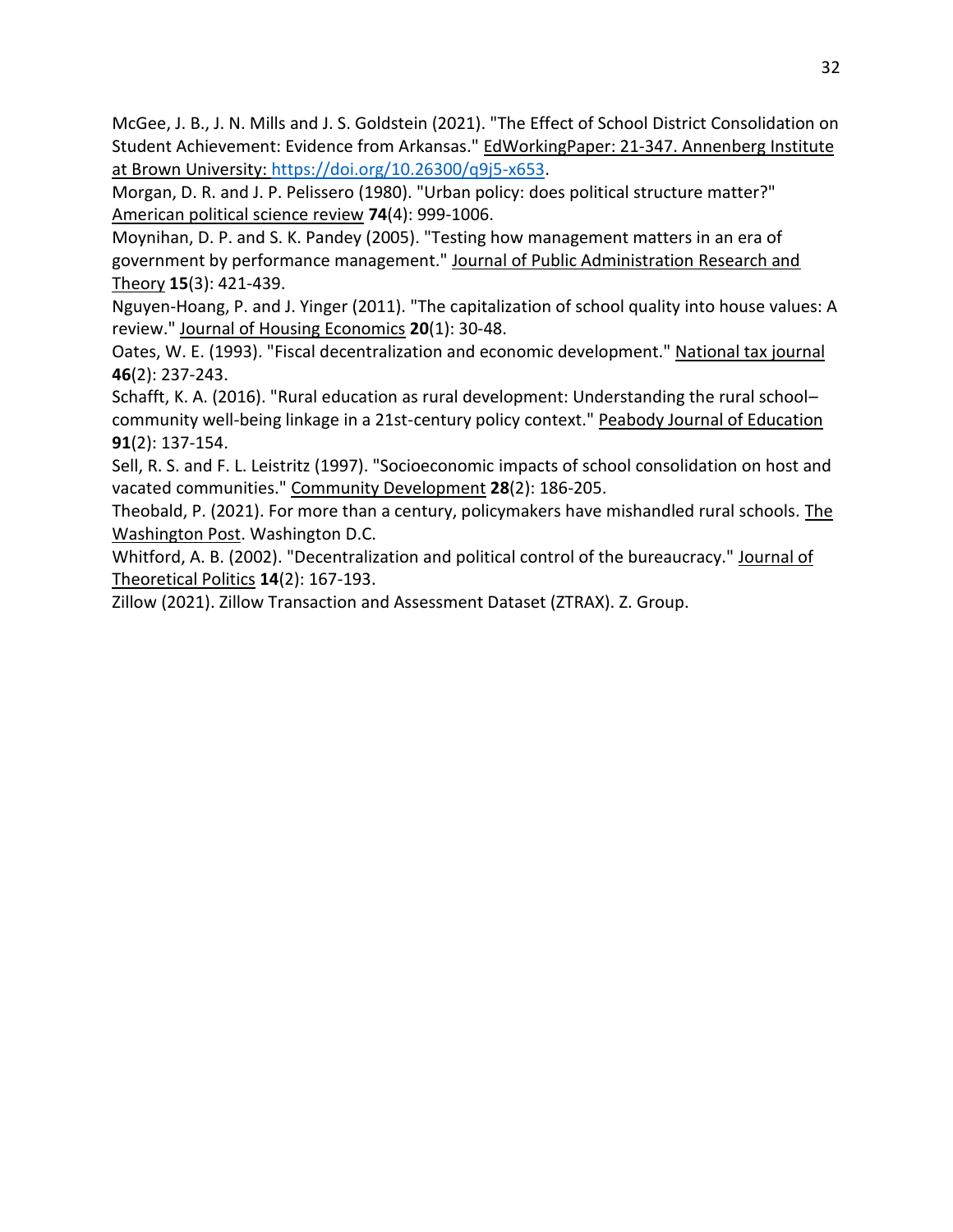McGee, J. B., J. N. Mills and J. S. Goldstein (2021). "The Effect of School District Consolidation on Student Achievement: Evidence from Arkansas." EdWorkingPaper: 21-347. Annenberg Institute at Brown University: https://doi.org/10.26300/q9j5-x653.

Morgan, D. R. and J. P. Pelissero (1980). "Urban policy: does political structure matter?" American political science review **74**(4): 999-1006.

Moynihan, D. P. and S. K. Pandey (2005). "Testing how management matters in an era of government by performance management." Journal of Public Administration Research and Theory **15**(3): 421-439.

Nguyen-Hoang, P. and J. Yinger (2011). "The capitalization of school quality into house values: A review." Journal of Housing Economics **20**(1): 30-48.

Oates, W. E. (1993). "Fiscal decentralization and economic development." National tax journal **46**(2): 237-243.

Schafft, K. A. (2016). "Rural education as rural development: Understanding the rural school–community well-being linkage in a 21st-century policy context." Peabody Journal of Education **91**(2): 137-154.

Sell, R. S. and F. L. Leistritz (1997). "Socioeconomic impacts of school consolidation on host and vacated communities." Community Development **28**(2): 186-205.

Theobald, P. (2021). For more than a century, policymakers have mishandled rural schools. The Washington Post. Washington D.C.

Whitford, A. B. (2002). "Decentralization and political control of the bureaucracy." Journal of Theoretical Politics **14**(2): 167-193.

Zillow (2021). Zillow Transaction and Assessment Dataset (ZTRAX). Z. Group.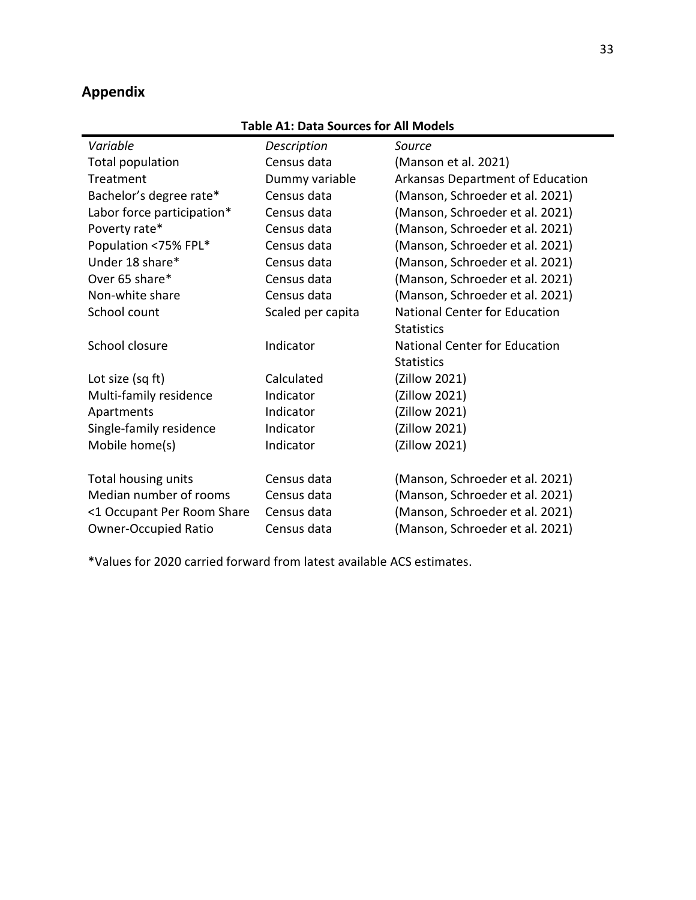## Appendix

**Table A1: Data Sources for All Models**

| *Variable* | *Description* | *Source* |
|---|---|---|
| Total population | Census data | (Manson et al. 2021) |
| Treatment | Dummy variable | Arkansas Department of Education |
| Bachelor's degree rate* | Census data | (Manson, Schroeder et al. 2021) |
| Labor force participation* | Census data | (Manson, Schroeder et al. 2021) |
| Poverty rate* | Census data | (Manson, Schroeder et al. 2021) |
| Population <75% FPL* | Census data | (Manson, Schroeder et al. 2021) |
| Under 18 share* | Census data | (Manson, Schroeder et al. 2021) |
| Over 65 share* | Census data | (Manson, Schroeder et al. 2021) |
| Non-white share | Census data | (Manson, Schroeder et al. 2021) |
| School count | Scaled per capita | National Center for Education Statistics |
| School closure | Indicator | National Center for Education Statistics |
| Lot size (sq ft) | Calculated | (Zillow 2021) |
| Multi-family residence | Indicator | (Zillow 2021) |
| Apartments | Indicator | (Zillow 2021) |
| Single-family residence | Indicator | (Zillow 2021) |
| Mobile home(s) | Indicator | (Zillow 2021) |
| Total housing units | Census data | (Manson, Schroeder et al. 2021) |
| Median number of rooms | Census data | (Manson, Schroeder et al. 2021) |
| <1 Occupant Per Room Share | Census data | (Manson, Schroeder et al. 2021) |
| Owner-Occupied Ratio | Census data | (Manson, Schroeder et al. 2021) |

*Values for 2020 carried forward from latest available ACS estimates.